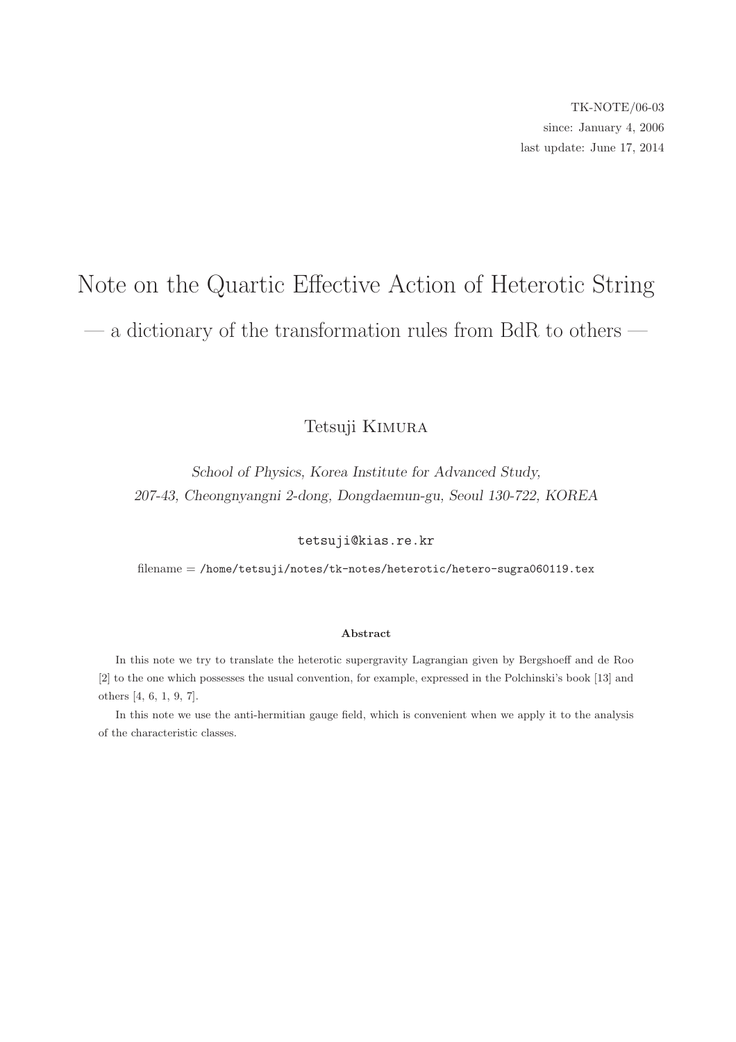TK-NOTE/06-03
since: January 4, 2006
last update: June 17, 2014

# Note on the Quartic Effective Action of Heterotic String

## — a dictionary of the transformation rules from BdR to others —

Tetsuji Kimura

*School of Physics, Korea Institute for Advanced Study,*
*207-43, Cheongnyangni 2-dong, Dongdaemun-gu, Seoul 130-722, KOREA*

`tetsuji@kias.re.kr`

filename = `/home/tetsuji/notes/tk-notes/heterotic/hetero-sugra060119.tex`

**Abstract**

In this note we try to translate the heterotic supergravity Lagrangian given by Bergshoeff and de Roo [2] to the one which possesses the usual convention, for example, expressed in the Polchinski's book [13] and others [4, 6, 1, 9, 7].

In this note we use the anti-hermitian gauge field, which is convenient when we apply it to the analysis of the characteristic classes.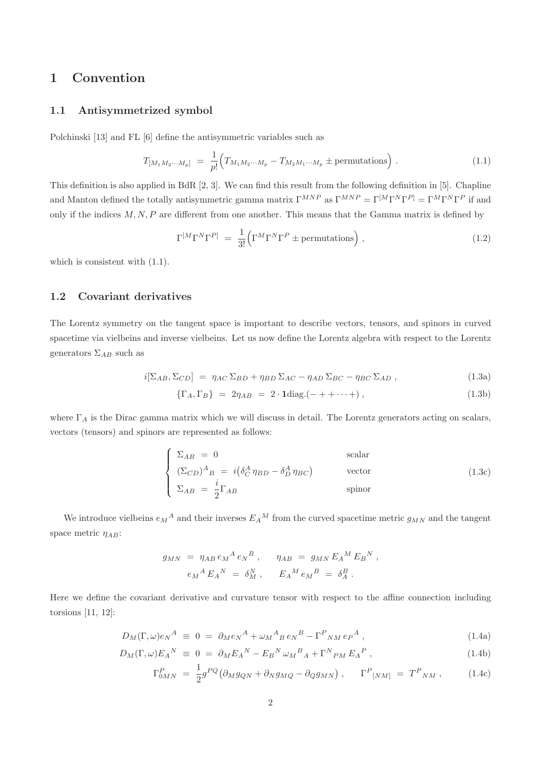# 1 Convention

## 1.1 Antisymmetrized symbol

Polchinski [13] and FL [6] define the antisymmetric variables such as

$$T_{[M_1 M_2 \cdots M_p]} \;=\; \frac{1}{p!}\Big( T_{M_1 M_2 \cdots M_p} - T_{M_2 M_1 \cdots M_p} \pm \text{permutations} \Big) \,. \tag{1.1}$$

This definition is also applied in BdR [2, 3]. We can find this result from the following definition in [5]. Chapline and Manton defined the totally antisymmetric gamma matrix $\Gamma^{MNP}$ as $\Gamma^{MNP} = \Gamma^{[M}\Gamma^{N}\Gamma^{P]} = \Gamma^M \Gamma^N \Gamma^P$ if and only if the indices $M, N, P$ are different from one another. This means that the Gamma matrix is defined by

$$\Gamma^{[M}\Gamma^{N}\Gamma^{P]} \;=\; \frac{1}{3!}\Big( \Gamma^M \Gamma^N \Gamma^P \pm \text{permutations} \Big) \,, \tag{1.2}$$

which is consistent with (1.1).

## 1.2 Covariant derivatives

The Lorentz symmetry on the tangent space is important to describe vectors, tensors, and spinors in curved spacetime via vielbeins and inverse vielbeins. Let us now define the Lorentz algebra with respect to the Lorentz generators $\Sigma_{AB}$ such as

$$i[\Sigma_{AB}, \Sigma_{CD}] \;=\; \eta_{AC}\, \Sigma_{BD} + \eta_{BD}\, \Sigma_{AC} - \eta_{AD}\, \Sigma_{BC} - \eta_{BC}\, \Sigma_{AD} \,, \tag{1.3a}$$

$$\{\Gamma_A, \Gamma_B\} \;=\; 2\eta_{AB} \;=\; 2 \cdot \mathbf{1}\text{diag.}(- + + \cdots +) \,, \tag{1.3b}$$

where $\Gamma_A$ is the Dirac gamma matrix which we will discuss in detail. The Lorentz generators acting on scalars, vectors (tensors) and spinors are represented as follows:

$$\left\{ \begin{array}{lll} \Sigma_{AB} \;=\; 0 & & \text{scalar} \\ (\Sigma_{CD})^A{}_B \;=\; i\big(\delta^A_C\, \eta_{BD} - \delta^A_D\, \eta_{BC}\big) & & \text{vector} \\ \Sigma_{AB} \;=\; \dfrac{i}{2}\Gamma_{AB} & & \text{spinor} \end{array} \right. \tag{1.3c}$$

We introduce vielbeins $e_M{}^A$ and their inverses $E_A{}^M$ from the curved spacetime metric $g_{MN}$ and the tangent space metric $\eta_{AB}$:

$$g_{MN} \;=\; \eta_{AB}\, e_M{}^A\, e_N{}^B \,, \qquad \eta_{AB} \;=\; g_{MN}\, E_A{}^M\, E_B{}^N \,,$$
$$e_M{}^A\, E_A{}^N \;=\; \delta_M^N \,, \qquad E_A{}^M\, e_M{}^B \;=\; \delta_A^B \,.$$

Here we define the covariant derivative and curvature tensor with respect to the affine connection including torsions [11, 12]:

$$D_M(\Gamma,\omega) e_N{}^A \;\equiv\; 0 \;=\; \partial_M e_N{}^A + \omega_M{}^A{}_B\, e_N{}^B - \Gamma^P{}_{NM}\, e_P{}^A \,, \tag{1.4a}$$

$$D_M(\Gamma,\omega) E_A{}^N \;\equiv\; 0 \;=\; \partial_M E_A{}^N - E_B{}^N\, \omega_M{}^B{}_A + \Gamma^N{}_{PM}\, E_A{}^P \,, \tag{1.4b}$$

$$\Gamma^P_{0MN} \;=\; \frac{1}{2} g^{PQ}\big(\partial_M g_{QN} + \partial_N g_{MQ} - \partial_Q g_{MN}\big) \,, \qquad \Gamma^P{}_{[NM]} \;=\; T^P{}_{NM} \,, \tag{1.4c}$$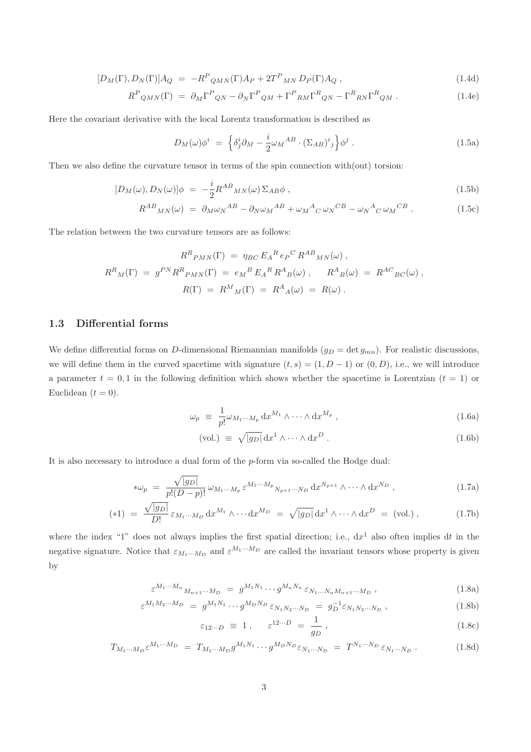$$[D_M(\Gamma), D_N(\Gamma)] A_Q \;=\; -R^P{}_{QMN}(\Gamma) A_P + 2 T^P{}_{MN} \, D_P(\Gamma) A_Q \; , \tag{1.4d}$$

$$R^P{}_{QMN}(\Gamma) \;=\; \partial_M \Gamma^P{}_{QN} - \partial_N \Gamma^P{}_{QM} + \Gamma^P{}_{RM} \Gamma^R{}_{QN} - \Gamma^R{}_{RN} \Gamma^R{}_{QM} \; . \tag{1.4e}$$

Here the covariant derivative with the local Lorentz transformation is described as

$$D_M(\omega) \phi^i \;=\; \Big\{ \delta^i_j \partial_M - \frac{i}{2} \omega_M{}^{AB} \cdot (\Sigma_{AB})^i{}_j \Big\} \phi^j \; . \tag{1.5a}$$

Then we also define the curvature tensor in terms of the spin connection with(out) torsion:

$$[D_M(\omega), D_N(\omega)] \phi \;=\; -\frac{i}{2} R^{AB}{}_{MN}(\omega) \, \Sigma_{AB} \phi \; , \tag{1.5b}$$

$$R^{AB}{}_{MN}(\omega) \;=\; \partial_M \omega_N{}^{AB} - \partial_N \omega_M{}^{AB} + \omega_M{}^A{}_C \, \omega_N{}^{CB} - \omega_N{}^A{}_C \, \omega_M{}^{CB} \; . \tag{1.5c}$$

The relation between the two curvature tensors are as follows:

$$R^R{}_{PMN}(\Gamma) \;=\; \eta_{BC} \, E_A{}^R \, e_P{}^C \, R^{AB}{}_{MN}(\omega) \; ,$$

$$R^R{}_M(\Gamma) \;=\; g^{PN} R^R{}_{PMN}(\Gamma) \;=\; e_M{}^B \, E_A{}^R \, R^A{}_B(\omega) \; , \qquad R^A{}_B(\omega) \;=\; R^{AC}{}_{BC}(\omega) \; ,$$

$$R(\Gamma) \;=\; R^M{}_M(\Gamma) \;=\; R^A{}_A(\omega) \;=\; R(\omega) \; .$$

### 1.3 Differential forms

We define differential forms on $D$-dimensional Riemannian manifolds ($g_D = \det g_{mn}$). For realistic discussions, we will define them in the curved spacetime with signature $(t, s) = (1, D-1)$ or $(0, D)$, i.e., we will introduce a parameter $t = 0, 1$ in the following definition which shows whether the spacetime is Lorentzian ($t = 1$) or Euclidean ($t = 0$).

$$\omega_p \;\equiv\; \frac{1}{p!} \omega_{M_1 \cdots M_p} \, \mathrm{d}x^{M_1} \wedge \cdots \wedge \mathrm{d}x^{M_p} \; , \tag{1.6a}$$

$$(\text{vol.}) \;\equiv\; \sqrt{|g_D|} \, \mathrm{d}x^1 \wedge \cdots \wedge \mathrm{d}x^D \; . \tag{1.6b}$$

It is also necessary to introduce a dual form of the $p$-form via so-called the Hodge dual:

$$* \omega_p \;=\; \frac{\sqrt{|g_D|}}{p!(D-p)!} \, \omega_{M_1 \cdots M_p} \, \varepsilon^{M_1 \cdots M_p}{}_{N_{p+1} \cdots N_D} \, \mathrm{d}x^{N_{p+1}} \wedge \cdots \wedge \mathrm{d}x^{N_D} \; , \tag{1.7a}$$

$$(*1) \;=\; \frac{\sqrt{|g_D|}}{D!} \, \varepsilon_{M_1 \cdots M_D} \, \mathrm{d}x^{M_1} \wedge \cdots \mathrm{d}x^{M_D} \;=\; \sqrt{|g_D|} \, \mathrm{d}x^1 \wedge \cdots \wedge \mathrm{d}x^D \;=\; (\text{vol.}) \; , \tag{1.7b}$$

where the index "1" does not always implies the first spatial direction; i.e., $\mathrm{d}x^1$ also often implies $\mathrm{d}t$ in the negative signature. Notice that $\varepsilon_{M_1 \cdots M_D}$ and $\varepsilon^{M_1 \cdots M_D}$ are called the invariant tensors whose property is given by

$$\varepsilon^{M_1 \cdots M_n}{}_{M_{n+1} \cdots M_D} \;=\; g^{M_1 N_1} \cdots g^{M_n N_n} \, \varepsilon_{N_1 \ldots N_n M_{n+1} \cdots M_D} \; , \tag{1.8a}$$

$$\varepsilon^{M_1 M_2 \cdots M_D} \;=\; g^{M_1 N_1} \cdots g^{M_D N_D} \, \varepsilon_{N_1 N_2 \cdots N_D} \;=\; g_D^{-1} \varepsilon_{N_1 N_2 \cdots N_D} \; , \tag{1.8b}$$

$$\varepsilon_{12 \cdots D} \;\equiv\; 1 \; , \qquad \varepsilon^{12 \cdots D} \;=\; \frac{1}{g_D} \; , \tag{1.8c}$$

$$T_{M_1 \cdots M_D} \varepsilon^{M_1 \cdots M_D} \;=\; T_{M_1 \cdots M_D} g^{M_1 N_1} \cdots g^{M_D N_D} \varepsilon_{N_1 \cdots N_D} \;=\; T^{N_1 \cdots N_D} \, \varepsilon_{N_1 \cdots N_D} \; . \tag{1.8d}$$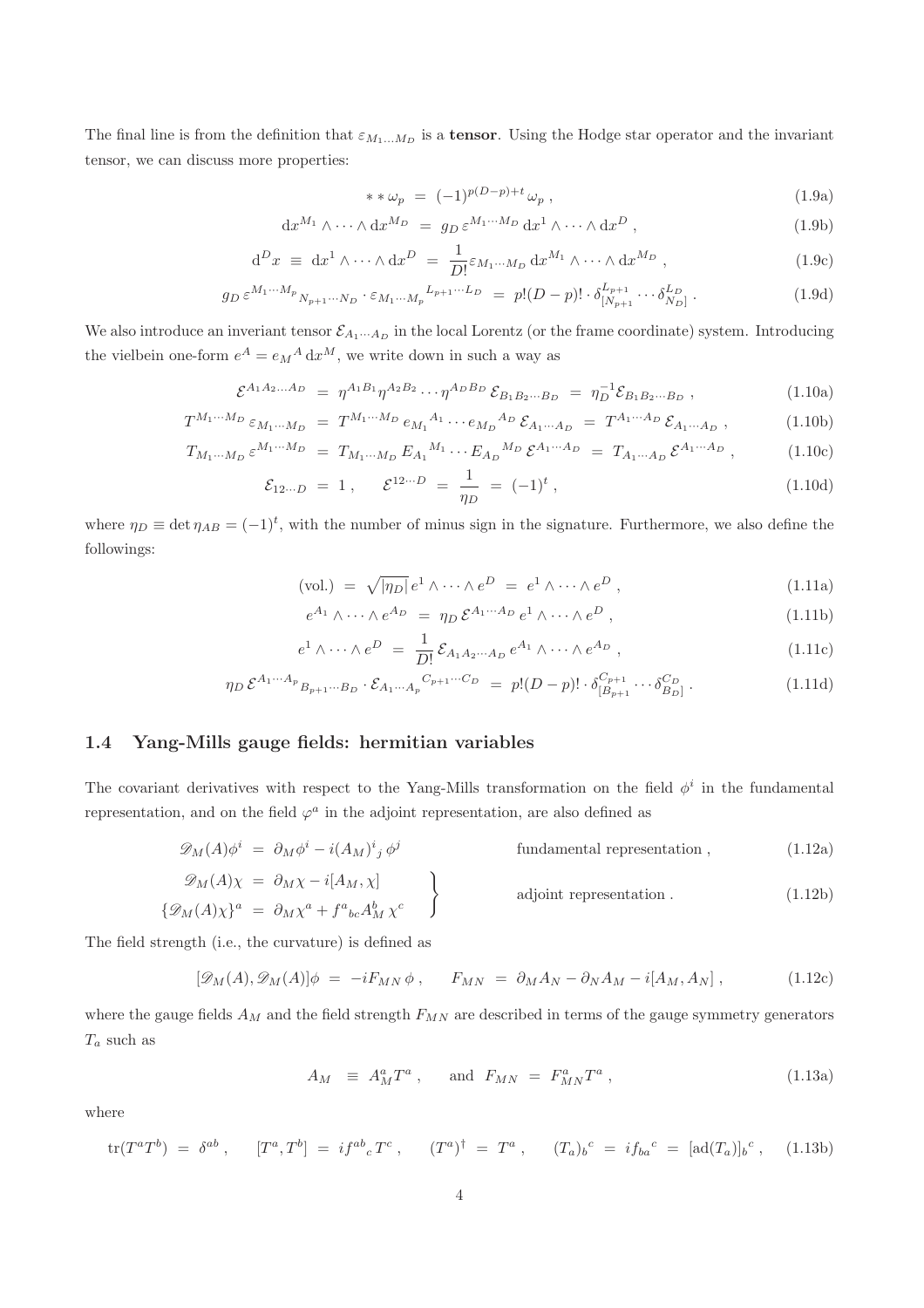The final line is from the definition that $\varepsilon_{M_1 \ldots M_D}$ is a **tensor**. Using the Hodge star operator and the invariant tensor, we can discuss more properties:

$$
* * \omega_p \;=\; (-1)^{p(D-p)+t}\, \omega_p \,, \tag{1.9a}
$$

$$
\mathrm{d}x^{M_1} \wedge \cdots \wedge \mathrm{d}x^{M_D} \;=\; g_D\, \varepsilon^{M_1 \cdots M_D}\, \mathrm{d}x^1 \wedge \cdots \wedge \mathrm{d}x^D \,, \tag{1.9b}
$$

$$
\mathrm{d}^D x \;\equiv\; \mathrm{d}x^1 \wedge \cdots \wedge \mathrm{d}x^D \;=\; \frac{1}{D!} \varepsilon_{M_1 \cdots M_D}\, \mathrm{d}x^{M_1} \wedge \cdots \wedge \mathrm{d}x^{M_D} \,, \tag{1.9c}
$$

$$
g_D\, \varepsilon^{M_1 \cdots M_p}{}_{N_{p+1} \cdots N_D} \cdot \varepsilon_{M_1 \cdots M_p}{}^{L_{p+1} \cdots L_D} \;=\; p!(D-p)! \cdot \delta^{L_{p+1}}_{[N_{p+1}} \cdots \delta^{L_D}_{N_D]} \,. \tag{1.9d}
$$

We also introduce an inveriant tensor $\mathcal{E}_{A_1 \cdots A_D}$ in the local Lorentz (or the frame coordinate) system. Introducing the vielbein one-form $e^A = e_M{}^A\, \mathrm{d}x^M$, we write down in such a way as

$$
\mathcal{E}^{A_1 A_2 \ldots A_D} \;=\; \eta^{A_1 B_1} \eta^{A_2 B_2} \cdots \eta^{A_D B_D}\, \mathcal{E}_{B_1 B_2 \cdots B_D} \;=\; \eta_D^{-1} \mathcal{E}_{B_1 B_2 \cdots B_D} \,, \tag{1.10a}
$$

$$
T^{M_1 \cdots M_D}\, \varepsilon_{M_1 \cdots M_D} \;=\; T^{M_1 \cdots M_D}\, e_{M_1}{}^{A_1} \cdots e_{M_D}{}^{A_D}\, \mathcal{E}_{A_1 \cdots A_D} \;=\; T^{A_1 \cdots A_D}\, \mathcal{E}_{A_1 \cdots A_D} \,, \tag{1.10b}
$$

$$
T_{M_1 \cdots M_D}\, \varepsilon^{M_1 \cdots M_D} \;=\; T_{M_1 \cdots M_D}\, E_{A_1}{}^{M_1} \cdots E_{A_D}{}^{M_D}\, \mathcal{E}^{A_1 \cdots A_D} \;=\; T_{A_1 \cdots A_D}\, \mathcal{E}^{A_1 \cdots A_D} \,, \tag{1.10c}
$$

$$
\mathcal{E}_{12 \cdots D} \;=\; 1 \,, \qquad \mathcal{E}^{12 \cdots D} \;=\; \frac{1}{\eta_D} \;=\; (-1)^t \,, \tag{1.10d}
$$

where $\eta_D \equiv \det \eta_{AB} = (-1)^t$, with the number of minus sign in the signature. Furthermore, we also define the followings:

$$
(\text{vol.}) \;=\; \sqrt{|\eta_D|}\, e^1 \wedge \cdots \wedge e^D \;=\; e^1 \wedge \cdots \wedge e^D \,, \tag{1.11a}
$$

$$
e^{A_1} \wedge \cdots \wedge e^{A_D} \;=\; \eta_D\, \mathcal{E}^{A_1 \cdots A_D}\, e^1 \wedge \cdots \wedge e^D \,, \tag{1.11b}
$$

$$
e^1 \wedge \cdots \wedge e^D \;=\; \frac{1}{D!}\, \mathcal{E}_{A_1 A_2 \cdots A_D}\, e^{A_1} \wedge \cdots \wedge e^{A_D} \,, \tag{1.11c}
$$

$$
\eta_D\, \mathcal{E}^{A_1 \cdots A_p}{}_{B_{p+1} \cdots B_D} \cdot \mathcal{E}_{A_1 \cdots A_p}{}^{C_{p+1} \cdots C_D} \;=\; p!(D-p)! \cdot \delta^{C_{p+1}}_{[B_{p+1}} \cdots \delta^{C_D}_{B_D]} \,. \tag{1.11d}
$$

## 1.4 Yang-Mills gauge fields: hermitian variables

The covariant derivatives with respect to the Yang-Mills transformation on the field $\phi^i$ in the fundamental representation, and on the field $\varphi^a$ in the adjoint representation, are also defined as

$$
\mathscr{D}_M(A)\phi^i \;=\; \partial_M \phi^i - i(A_M)^i{}_j\, \phi^j \qquad \text{fundamental representation} \,, \tag{1.12a}
$$

$$
\left.
\begin{aligned}
\mathscr{D}_M(A)\chi \;&=\; \partial_M \chi - i[A_M, \chi] \\
\{\mathscr{D}_M(A)\chi\}^a \;&=\; \partial_M \chi^a + f^a{}_{bc} A^b_M\, \chi^c
\end{aligned}
\right\} \qquad \text{adjoint representation} \,. \tag{1.12b}
$$

The field strength (i.e., the curvature) is defined as

$$
[\mathscr{D}_M(A), \mathscr{D}_M(A)]\phi \;=\; -iF_{MN}\, \phi \,, \qquad F_{MN} \;=\; \partial_M A_N - \partial_N A_M - i[A_M, A_N] \,, \tag{1.12c}
$$

where the gauge fields $A_M$ and the field strength $F_{MN}$ are described in terms of the gauge symmetry generators $T_a$ such as

$$
A_M \;\equiv\; A^a_M T^a \,, \qquad \text{and } \; F_{MN} \;=\; F^a_{MN} T^a \,, \tag{1.13a}
$$

where

$$
\mathrm{tr}(T^a T^b) \;=\; \delta^{ab} \,, \qquad [T^a, T^b] \;=\; if^{ab}{}_c\, T^c \,, \qquad (T^a)^\dagger \;=\; T^a \,, \qquad (T_a)_b{}^c \;=\; if_{ba}{}^c \;=\; [\mathrm{ad}(T_a)]_b{}^c \,, \tag{1.13b}
$$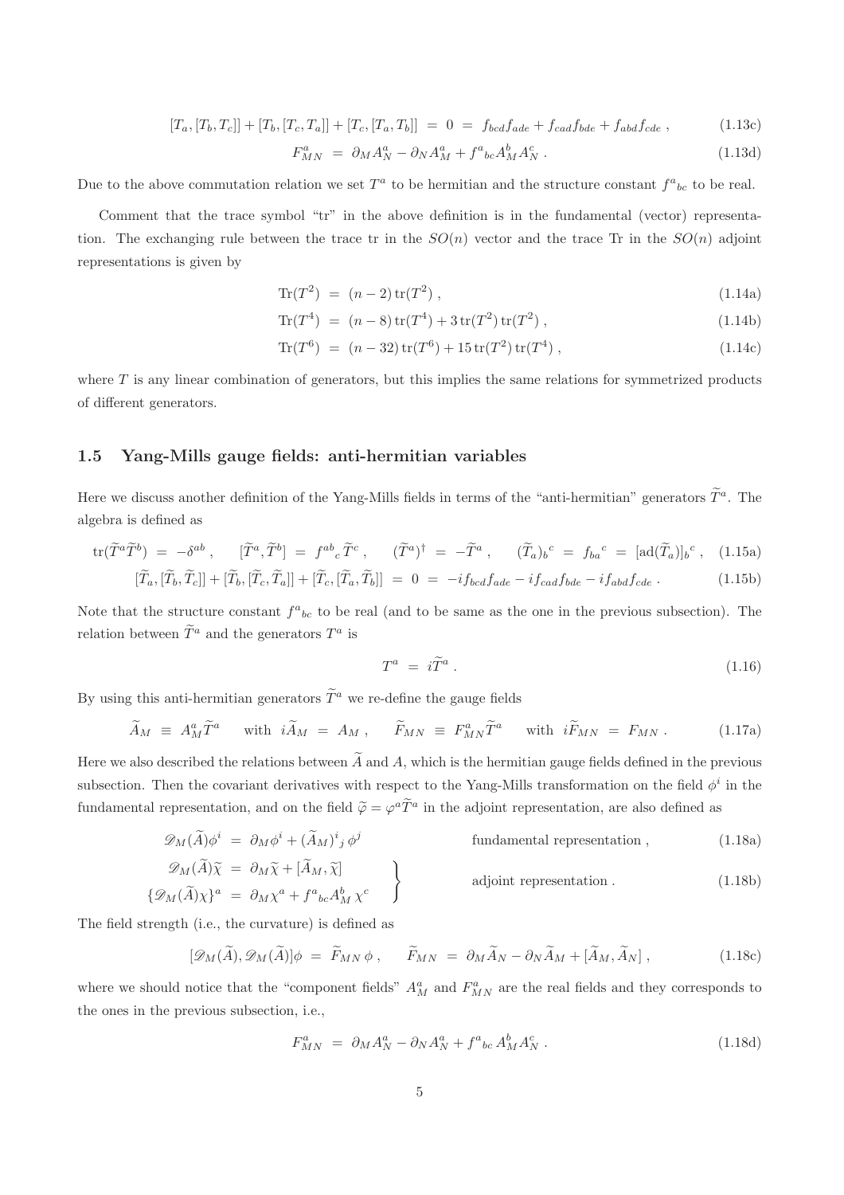$$[T_a,[T_b,T_c]]+[T_b,[T_c,T_a]]+[T_c,[T_a,T_b]] \;=\; 0 \;=\; f_{bcd}f_{ade}+f_{cad}f_{bde}+f_{abd}f_{cde}\;, \tag{1.13c}$$

$$F^a_{MN} \;=\; \partial_M A^a_N - \partial_N A^a_M + f^a{}_{bc}A^b_M A^c_N\;. \tag{1.13d}$$

Due to the above commutation relation we set $T^a$ to be hermitian and the structure constant $f^a{}_{bc}$ to be real.

Comment that the trace symbol "tr" in the above definition is in the fundamental (vector) representation. The exchanging rule between the trace tr in the $SO(n)$ vector and the trace Tr in the $SO(n)$ adjoint representations is given by

$$\mathrm{Tr}(T^2) \;=\; (n-2)\,\mathrm{tr}(T^2)\;, \tag{1.14a}$$

$$\mathrm{Tr}(T^4) \;=\; (n-8)\,\mathrm{tr}(T^4)+3\,\mathrm{tr}(T^2)\,\mathrm{tr}(T^2)\;, \tag{1.14b}$$

$$\mathrm{Tr}(T^6) \;=\; (n-32)\,\mathrm{tr}(T^6)+15\,\mathrm{tr}(T^2)\,\mathrm{tr}(T^4)\;, \tag{1.14c}$$

where $T$ is any linear combination of generators, but this implies the same relations for symmetrized products of different generators.

## 1.5 Yang-Mills gauge fields: anti-hermitian variables

Here we discuss another definition of the Yang-Mills fields in terms of the "anti-hermitian" generators $\widetilde{T}^a$. The algebra is defined as

$$\mathrm{tr}(\widetilde{T}^a\widetilde{T}^b) \;=\; -\delta^{ab}\;, \qquad [\widetilde{T}^a,\widetilde{T}^b] \;=\; f^{ab}{}_c\,\widetilde{T}^c\;, \qquad (\widetilde{T}^a)^\dagger \;=\; -\widetilde{T}^a\;, \qquad (\widetilde{T}_a)_b{}^c \;=\; f_{ba}{}^c \;=\; [\mathrm{ad}(\widetilde{T}_a)]_b{}^c\;, \tag{1.15a}$$

$$[\widetilde{T}_a,[\widetilde{T}_b,\widetilde{T}_c]]+[\widetilde{T}_b,[\widetilde{T}_c,\widetilde{T}_a]]+[\widetilde{T}_c,[\widetilde{T}_a,\widetilde{T}_b]] \;=\; 0 \;=\; -if_{bcd}f_{ade}-if_{cad}f_{bde}-if_{abd}f_{cde}\;. \tag{1.15b}$$

Note that the structure constant $f^a{}_{bc}$ to be real (and to be same as the one in the previous subsection). The relation between $\widetilde{T}^a$ and the generators $T^a$ is

$$T^a \;=\; i\widetilde{T}^a\;. \tag{1.16}$$

By using this anti-hermitian generators $\widetilde{T}^a$ we re-define the gauge fields

$$\widetilde{A}_M \;\equiv\; A^a_M\widetilde{T}^a \quad \text{ with } \; i\widetilde{A}_M \;=\; A_M\;, \qquad \widetilde{F}_{MN} \;\equiv\; F^a_{MN}\widetilde{T}^a \quad \text{ with } \; i\widetilde{F}_{MN} \;=\; F_{MN}\;. \tag{1.17a}$$

Here we also described the relations between $\widetilde{A}$ and $A$, which is the hermitian gauge fields defined in the previous subsection. Then the covariant derivatives with respect to the Yang-Mills transformation on the field $\phi^i$ in the fundamental representation, and on the field $\widetilde{\varphi}=\varphi^a\widetilde{T}^a$ in the adjoint representation, are also defined as

$$\mathscr{D}_M(\widetilde{A})\phi^i \;=\; \partial_M\phi^i + (\widetilde{A}_M)^i{}_j\,\phi^j \qquad \text{fundamental representation}\;, \tag{1.18a}$$

$$\left.\begin{aligned} \mathscr{D}_M(\widetilde{A})\widetilde{\chi} \;&=\; \partial_M\widetilde{\chi} + [\widetilde{A}_M,\widetilde{\chi}] \\ \{\mathscr{D}_M(\widetilde{A})\chi\}^a \;&=\; \partial_M\chi^a + f^a{}_{bc}A^b_M\,\chi^c \end{aligned}\right\} \qquad \text{adjoint representation}\;. \tag{1.18b}$$

The field strength (i.e., the curvature) is defined as

$$[\mathscr{D}_M(\widetilde{A}),\mathscr{D}_M(\widetilde{A})]\phi \;=\; \widetilde{F}_{MN}\,\phi\;, \qquad \widetilde{F}_{MN} \;=\; \partial_M\widetilde{A}_N - \partial_N\widetilde{A}_M + [\widetilde{A}_M,\widetilde{A}_N]\;, \tag{1.18c}$$

where we should notice that the "component fields" $A^a_M$ and $F^a_{MN}$ are the real fields and they corresponds to the ones in the previous subsection, i.e.,

$$F^a_{MN} \;=\; \partial_M A^a_N - \partial_N A^a_N + f^a{}_{bc}\,A^b_M A^c_N\;. \tag{1.18d}$$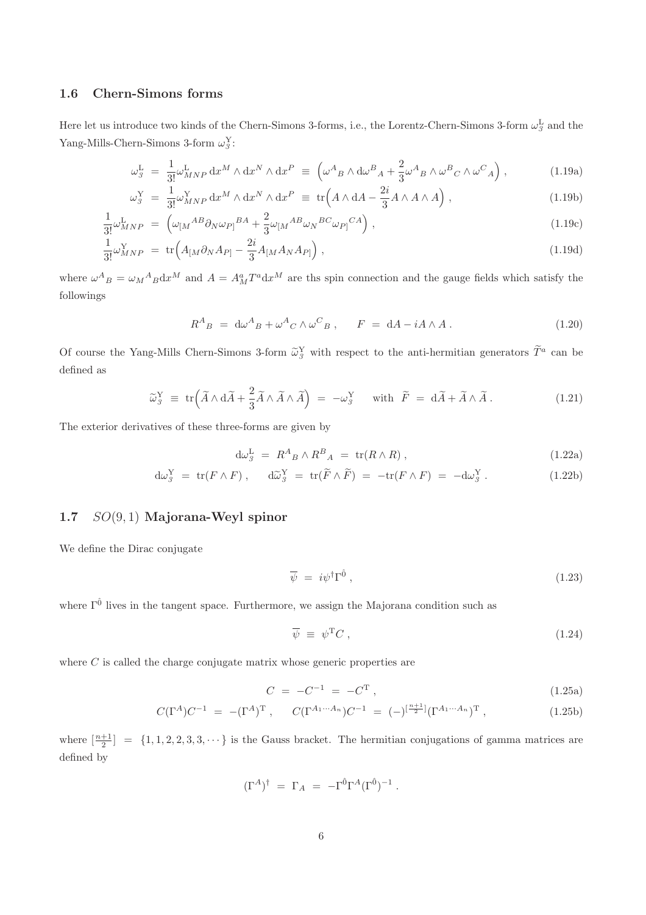### 1.6 Chern-Simons forms

Here let us introduce two kinds of the Chern-Simons 3-forms, i.e., the Lorentz-Chern-Simons 3-form $\omega_3^{\rm L}$ and the Yang-Mills-Chern-Simons 3-form $\omega_3^{\rm Y}$:

$$
\begin{aligned}
\omega_3^{\rm L} \ &= \ \frac{1}{3!} \omega^{\rm L}_{MNP} \, {\rm d}x^M \wedge {\rm d}x^N \wedge {\rm d}x^P \ \equiv \ \Big( \omega^A{}_B \wedge {\rm d}\omega^B{}_A + \frac{2}{3} \omega^A{}_B \wedge \omega^B{}_C \wedge \omega^C{}_A \Big) \, , && (1.19a) \\
\omega_3^{\rm Y} \ &= \ \frac{1}{3!} \omega^{\rm Y}_{MNP} \, {\rm d}x^M \wedge {\rm d}x^N \wedge {\rm d}x^P \ \equiv \ {\rm tr} \Big( A \wedge {\rm d}A - \frac{2i}{3} A \wedge A \wedge A \Big) \, , && (1.19b) \\
\frac{1}{3!} \omega^{\rm L}_{MNP} \ &= \ \Big( \omega_{[M}{}^{AB} \partial_N \omega_{P]}{}^{BA} + \frac{2}{3} \omega_{[M}{}^{AB} \omega_N{}^{BC} \omega_{P]}{}^{CA} \Big) \, , && (1.19c) \\
\frac{1}{3!} \omega^{\rm Y}_{MNP} \ &= \ {\rm tr} \Big( A_{[M} \partial_N A_{P]} - \frac{2i}{3} A_{[M} A_N A_{P]} \Big) \, , && (1.19d)
\end{aligned}
$$

where $\omega^A{}_B = \omega_M{}^A{}_B {\rm d}x^M$ and $A = A_M^a T^a {\rm d}x^M$ are ths spin connection and the gauge fields which satisfy the followings

$$
R^A{}_B \ = \ {\rm d}\omega^A{}_B + \omega^A{}_C \wedge \omega^C{}_B \, , \qquad F \ = \ {\rm d}A - iA \wedge A \, . \tag{1.20}
$$

Of course the Yang-Mills Chern-Simons 3-form $\widetilde{\omega}_3^{\rm Y}$ with respect to the anti-hermitian generators $\widetilde{T}^a$ can be defined as

$$
\widetilde{\omega}_3^{\rm Y} \ \equiv \ {\rm tr} \Big( \widetilde{A} \wedge {\rm d}\widetilde{A} + \frac{2}{3} \widetilde{A} \wedge \widetilde{A} \wedge \widetilde{A} \Big) \ = \ - \omega_3^{\rm Y} \qquad \text{with} \ \ \widetilde{F} \ = \ {\rm d}\widetilde{A} + \widetilde{A} \wedge \widetilde{A} \, . \tag{1.21}
$$

The exterior derivatives of these three-forms are given by

$$
\begin{aligned}
{\rm d}\omega_3^{\rm L} \ &= \ R^A{}_B \wedge R^B{}_A \ = \ {\rm tr}(R \wedge R) \, , && (1.22a) \\
{\rm d}\omega_3^{\rm Y} \ = \ {\rm tr}(F \wedge F) \, , \qquad {\rm d}\widetilde{\omega}_3^{\rm Y} \ &= \ {\rm tr}(\widetilde{F} \wedge \widetilde{F}) \ = \ - {\rm tr}(F \wedge F) \ = \ - {\rm d}\omega_3^{\rm Y} \, . && (1.22b)
\end{aligned}
$$

### 1.7 $SO(9,1)$ Majorana-Weyl spinor

We define the Dirac conjugate

$$
\overline{\psi} \ = \ i \psi^{\dagger} \Gamma^{\hat{0}} \, , \tag{1.23}
$$

where $\Gamma^{\hat{0}}$ lives in the tangent space. Furthermore, we assign the Majorana condition such as

$$
\overline{\psi} \ \equiv \ \psi^{\rm T} C \, , \tag{1.24}
$$

where $C$ is called the charge conjugate matrix whose generic properties are

$$
\begin{aligned}
C \ &= \ - C^{-1} \ = \ - C^{\rm T} \, , && (1.25a) \\
C (\Gamma^A) C^{-1} \ = \ - (\Gamma^A)^{\rm T} \, , \qquad C (\Gamma^{A_1 \cdots A_n}) C^{-1} \ &= \ (-)^{[\frac{n+1}{2}]} (\Gamma^{A_1 \cdots A_n})^{\rm T} \, , && (1.25b)
\end{aligned}
$$

where $[\frac{n+1}{2}] \ = \ \{1, 1, 2, 2, 3, 3, \cdots\}$ is the Gauss bracket. The hermitian conjugations of gamma matrices are defined by

$$
(\Gamma^A)^{\dagger} \ = \ \Gamma_A \ = \ - \Gamma^{\hat{0}} \Gamma^A (\Gamma^{\hat{0}})^{-1} \, .
$$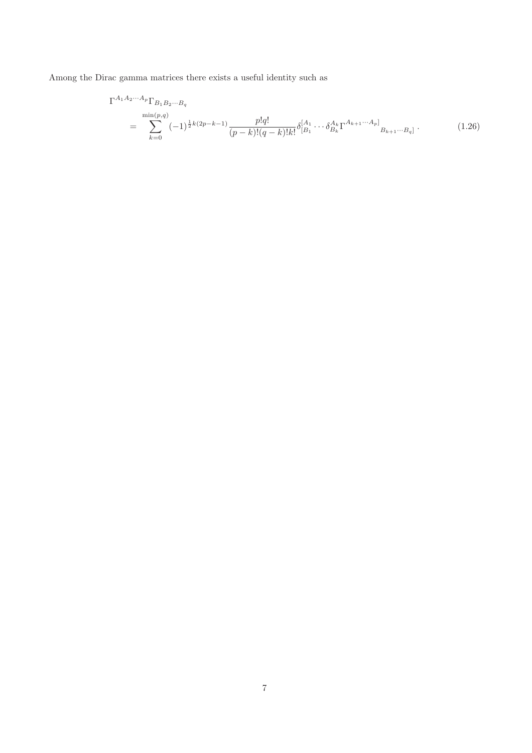Among the Dirac gamma matrices there exists a useful identity such as

$$
\begin{aligned}
&\Gamma^{A_1 A_2 \cdots A_p}\Gamma_{B_1 B_2 \cdots B_q} \\
&\quad = \sum_{k=0}^{\min(p,q)} (-1)^{\frac{1}{2}k(2p-k-1)} \frac{p!q!}{(p-k)!(q-k)!k!} \delta^{[A_1}_{[B_1} \cdots \delta^{A_k}_{B_k} \Gamma^{A_{k+1}\cdots A_p]}{}_{B_{k+1}\cdots B_q]} \,. 
\end{aligned} \tag{1.26}
$$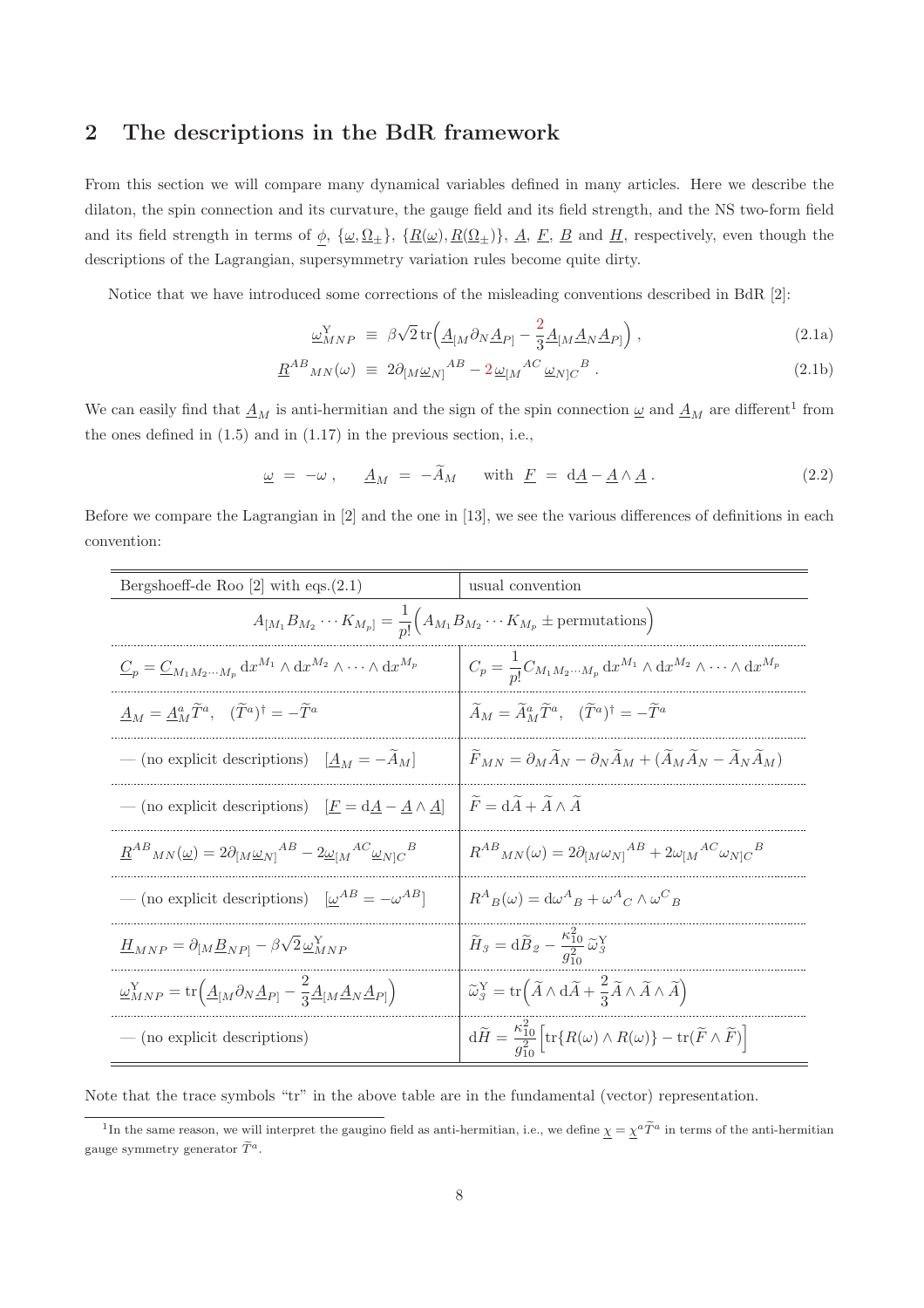## 2 The descriptions in the BdR framework

From this section we will compare many dynamical variables defined in many articles. Here we describe the dilaton, the spin connection and its curvature, the gauge field and its field strength, and the NS two-form field and its field strength in terms of $\underline{\phi}$, $\{\underline{\omega}, \underline{\Omega}_{\pm}\}$, $\{\underline{R}(\underline{\omega}), \underline{R}(\underline{\Omega}_{\pm})\}$, $\underline{A}$, $\underline{F}$, $\underline{B}$ and $\underline{H}$, respectively, even though the descriptions of the Lagrangian, supersymmetry variation rules become quite dirty.

Notice that we have introduced some corrections of the misleading conventions described in BdR [2]:

$$\underline{\omega}^{\rm Y}_{MNP} \equiv \beta\sqrt{2}\,{\rm tr}\Big(\underline{A}_{[M}\partial_N \underline{A}_{P]} - \frac{2}{3}\underline{A}_{[M}\underline{A}_N\underline{A}_{P]}\Big)\,, \tag{2.1a}$$

$$\underline{R}^{AB}{}_{MN}(\omega) \equiv 2\partial_{[M}\underline{\omega}_{N]}{}^{AB} - 2\,\underline{\omega}_{[M}{}^{AC}\,\underline{\omega}_{N]C}{}^{B}\,. \tag{2.1b}$$

We can easily find that $\underline{A}_M$ is anti-hermitian and the sign of the spin connection $\underline{\omega}$ and $\underline{A}_M$ are different[1] from the ones defined in (1.5) and in (1.17) in the previous section, i.e.,

$$\underline{\omega} = -\omega\,, \qquad \underline{A}_M = -\widetilde{A}_M \qquad \text{with } \underline{F} = {\rm d}\underline{A} - \underline{A}\wedge\underline{A}\,. \tag{2.2}$$

Before we compare the Lagrangian in [2] and the one in [13], we see the various differences of definitions in each convention:

| Bergshoeff-de Roo [2] with eqs.(2.1) | usual convention |
|---|---|
| $A_{[M_1}B_{M_2}\cdots K_{M_p]} = \frac{1}{p!}\Big(A_{M_1}B_{M_2}\cdots K_{M_p} \pm \text{permutations}\Big)$ | |
| $\underline{C}_p = \underline{C}_{M_1M_2\cdots M_p}\,{\rm d}x^{M_1}\wedge{\rm d}x^{M_2}\wedge\cdots\wedge{\rm d}x^{M_p}$ | $C_p = \frac{1}{p!}C_{M_1M_2\cdots M_p}\,{\rm d}x^{M_1}\wedge{\rm d}x^{M_2}\wedge\cdots\wedge{\rm d}x^{M_p}$ |
| $\underline{A}_M = \underline{A}^a_M\widetilde{T}^a, \quad (\widetilde{T}^a)^\dagger = -\widetilde{T}^a$ | $\widetilde{A}_M = \widetilde{A}^a_M\widetilde{T}^a, \quad (\widetilde{T}^a)^\dagger = -\widetilde{T}^a$ |
| — (no explicit descriptions) $\quad [\underline{A}_M = -\widetilde{A}_M]$ | $\widetilde{F}_{MN} = \partial_M\widetilde{A}_N - \partial_N\widetilde{A}_M + (\widetilde{A}_M\widetilde{A}_N - \widetilde{A}_N\widetilde{A}_M)$ |
| — (no explicit descriptions) $\quad [\underline{F} = {\rm d}\underline{A} - \underline{A}\wedge\underline{A}]$ | $\widetilde{F} = {\rm d}\widetilde{A} + \widetilde{A}\wedge\widetilde{A}$ |
| $\underline{R}^{AB}{}_{MN}(\underline{\omega}) = 2\partial_{[M}\underline{\omega}_{N]}{}^{AB} - 2\underline{\omega}_{[M}{}^{AC}\underline{\omega}_{N]C}{}^{B}$ | $R^{AB}{}_{MN}(\omega) = 2\partial_{[M}\omega_{N]}{}^{AB} + 2\omega_{[M}{}^{AC}\omega_{N]C}{}^{B}$ |
| — (no explicit descriptions) $\quad [\underline{\omega}^{AB} = -\omega^{AB}]$ | $R^A{}_B(\omega) = {\rm d}\omega^A{}_B + \omega^A{}_C\wedge\omega^C{}_B$ |
| $\underline{H}_{MNP} = \partial_{[M}\underline{B}_{NP]} - \beta\sqrt{2}\,\underline{\omega}^{\rm Y}_{MNP}$ | $\widetilde{H}_3 = {\rm d}\widetilde{B}_2 - \frac{\kappa_{10}^2}{g_{10}^2}\widetilde{\omega}^{\rm Y}_3$ |
| $\underline{\omega}^{\rm Y}_{MNP} = {\rm tr}\Big(\underline{A}_{[M}\partial_N\underline{A}_{P]} - \frac{2}{3}\underline{A}_{[M}\underline{A}_N\underline{A}_{P]}\Big)$ | $\widetilde{\omega}^{\rm Y}_3 = {\rm tr}\Big(\widetilde{A}\wedge{\rm d}\widetilde{A} + \frac{2}{3}\widetilde{A}\wedge\widetilde{A}\wedge\widetilde{A}\Big)$ |
| — (no explicit descriptions) | ${\rm d}\widetilde{H} = \frac{\kappa_{10}^2}{g_{10}^2}\Big[{\rm tr}\{R(\omega)\wedge R(\omega)\} - {\rm tr}(\widetilde{F}\wedge\widetilde{F})\Big]$ |

Note that the trace symbols "tr" in the above table are in the fundamental (vector) representation.

[1] In the same reason, we will interpret the gaugino field as anti-hermitian, i.e., we define $\underline{\chi} = \underline{\chi}^a\widetilde{T}^a$ in terms of the anti-hermitian gauge symmetry generator $\widetilde{T}^a$.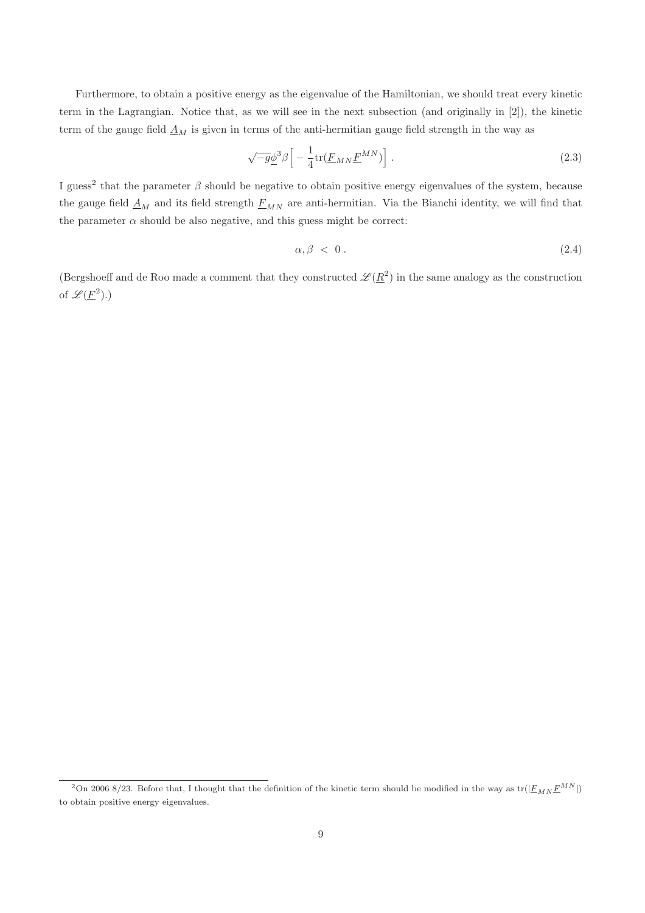Furthermore, to obtain a positive energy as the eigenvalue of the Hamiltonian, we should treat every kinetic term in the Lagrangian. Notice that, as we will see in the next subsection (and originally in [2]), the kinetic term of the gauge field $\underline{A}_M$ is given in terms of the anti-hermitian gauge field strength in the way as

$$\sqrt{-g}\underline{\phi}^3 \beta \Big[ -\frac{1}{4} \text{tr}(\underline{F}_{MN} \underline{F}^{MN}) \Big] \, . \tag{2.3}$$

I guess[2] that the parameter $\beta$ should be negative to obtain positive energy eigenvalues of the system, because the gauge field $\underline{A}_M$ and its field strength $\underline{F}_{MN}$ are anti-hermitian. Via the Bianchi identity, we will find that the parameter $\alpha$ should be also negative, and this guess might be correct:

$$\alpha, \beta \ < \ 0 \, . \tag{2.4}$$

(Bergshoeff and de Roo made a comment that they constructed $\mathscr{L}(\underline{R}^2)$ in the same analogy as the construction of $\mathscr{L}(\underline{F}^2)$.)

[2] On 2006 8/23. Before that, I thought that the definition of the kinetic term should be modified in the way as $\text{tr}(|\underline{F}_{MN} \underline{F}^{MN}|)$ to obtain positive energy eigenvalues.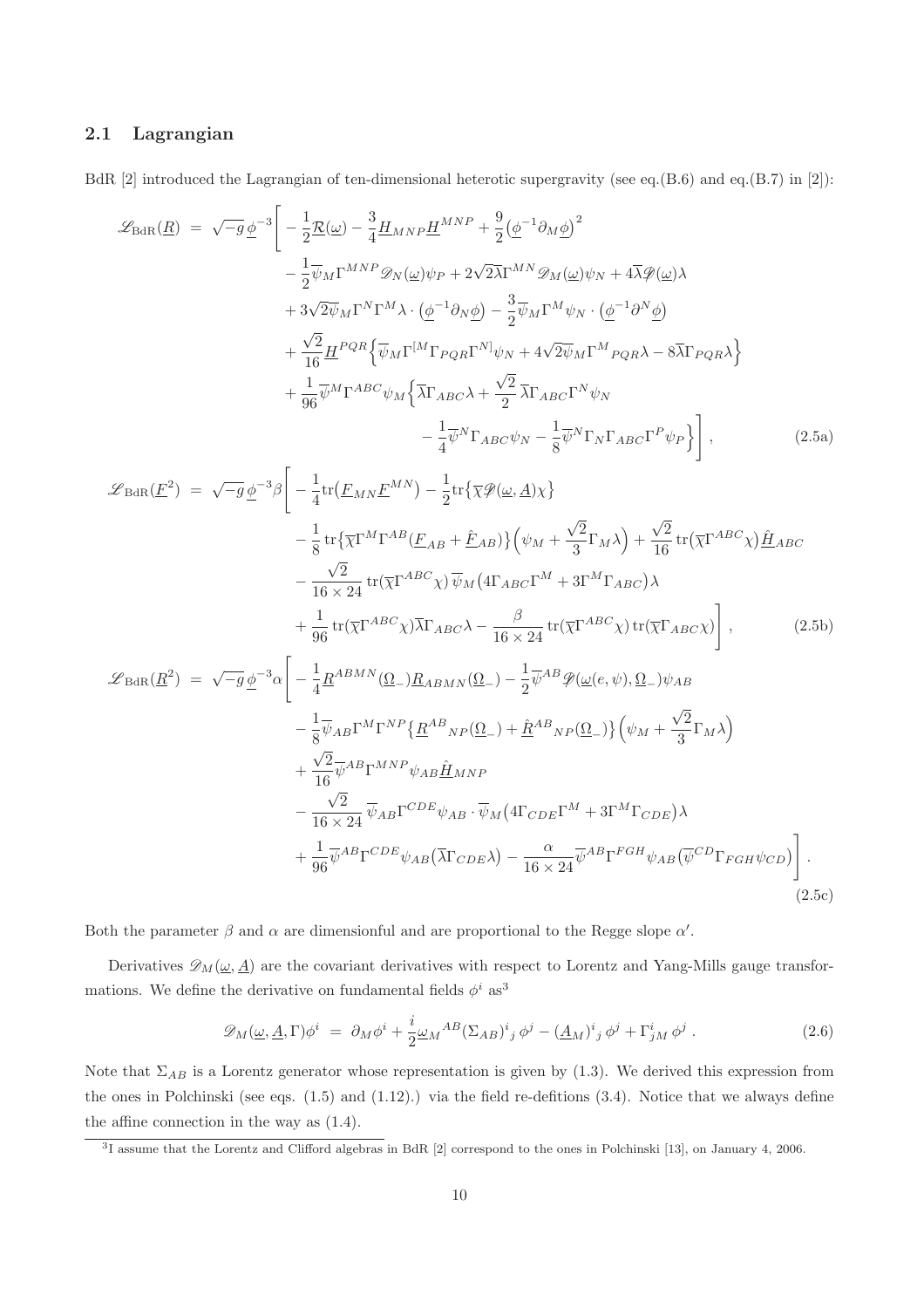### 2.1 Lagrangian

BdR [2] introduced the Lagrangian of ten-dimensional heterotic supergravity (see eq.(B.6) and eq.(B.7) in [2]):

$$
\begin{aligned}
\mathscr{L}_{\rm BdR}(\underline{R}) \;=\; & \sqrt{-g}\,\underline{\phi}^{-3}\bigg[ -\frac{1}{2}\underline{\mathcal{R}}(\underline{\omega}) - \frac{3}{4}\underline{H}_{MNP}\underline{H}^{MNP} + \frac{9}{2}\big(\underline{\phi}^{-1}\partial_M\underline{\phi}\big)^2 \\
& - \frac{1}{2}\overline{\psi}_M\Gamma^{MNP}\mathscr{D}_N(\underline{\omega})\psi_P + 2\sqrt{2}\overline{\lambda}\Gamma^{MN}\mathscr{D}_M(\underline{\omega})\psi_N + 4\overline{\lambda}\mathscr{D}\!\!\!/(\underline{\omega})\lambda \\
& + 3\sqrt{2}\overline{\psi}_M\Gamma^N\Gamma^M\lambda\cdot\big(\underline{\phi}^{-1}\partial_N\underline{\phi}\big) - \frac{3}{2}\overline{\psi}_M\Gamma^M\psi_N\cdot\big(\underline{\phi}^{-1}\partial^N\underline{\phi}\big) \\
& + \frac{\sqrt{2}}{16}\underline{H}^{PQR}\Big\{\overline{\psi}_M\Gamma^{[M}\Gamma_{PQR}\Gamma^{N]}\psi_N + 4\sqrt{2}\overline{\psi}_M\Gamma^M{}_{PQR}\lambda - 8\overline{\lambda}\Gamma_{PQR}\lambda\Big\} \\
& + \frac{1}{96}\overline{\psi}^M\Gamma^{ABC}\psi_M\Big\{\overline{\lambda}\Gamma_{ABC}\lambda + \frac{\sqrt{2}}{2}\,\overline{\lambda}\Gamma_{ABC}\Gamma^N\psi_N \\
& \qquad\qquad - \frac{1}{4}\overline{\psi}^N\Gamma_{ABC}\psi_N - \frac{1}{8}\overline{\psi}^N\Gamma_N\Gamma_{ABC}\Gamma^P\psi_P\Big\}\bigg]\,,
\end{aligned}
\tag{2.5a}
$$

$$
\begin{aligned}
\mathscr{L}_{\rm BdR}(\underline{F}^2) \;=\; & \sqrt{-g}\,\underline{\phi}^{-3}\beta\bigg[ -\frac{1}{4}{\rm tr}\big(\underline{F}_{MN}\underline{F}^{MN}\big) - \frac{1}{2}{\rm tr}\big\{\overline{\chi}\mathscr{D}\!\!\!/(\underline{\omega},\underline{A})\chi\big\} \\
& - \frac{1}{8}\,{\rm tr}\big\{\overline{\chi}\Gamma^M\Gamma^{AB}(\underline{F}_{AB}+\hat{\underline{F}}_{AB})\big\}\Big(\psi_M + \frac{\sqrt{2}}{3}\Gamma_M\lambda\Big) + \frac{\sqrt{2}}{16}\,{\rm tr}\big(\overline{\chi}\Gamma^{ABC}\chi\big)\hat{\underline{H}}_{ABC} \\
& - \frac{\sqrt{2}}{16\times 24}\,{\rm tr}\big(\overline{\chi}\Gamma^{ABC}\chi\big)\,\overline{\psi}_M\big(4\Gamma_{ABC}\Gamma^M + 3\Gamma^M\Gamma_{ABC}\big)\lambda \\
& + \frac{1}{96}\,{\rm tr}\big(\overline{\chi}\Gamma^{ABC}\chi\big)\overline{\lambda}\Gamma_{ABC}\lambda - \frac{\beta}{16\times 24}\,{\rm tr}\big(\overline{\chi}\Gamma^{ABC}\chi\big)\,{\rm tr}\big(\overline{\chi}\Gamma_{ABC}\chi\big)\bigg]\,,
\end{aligned}
\tag{2.5b}
$$

$$
\begin{aligned}
\mathscr{L}_{\rm BdR}(\underline{R}^2) \;=\; & \sqrt{-g}\,\underline{\phi}^{-3}\alpha\bigg[ -\frac{1}{4}\underline{R}^{ABMN}(\underline{\Omega}_-)\underline{R}_{ABMN}(\underline{\Omega}_-) - \frac{1}{2}\overline{\psi}^{AB}\mathscr{D}\!\!\!/(\underline{\omega}(e,\psi),\underline{\Omega}_-)\psi_{AB} \\
& - \frac{1}{8}\overline{\psi}_{AB}\Gamma^M\Gamma^{NP}\big\{\underline{R}^{AB}{}_{NP}(\underline{\Omega}_-) + \hat{\underline{R}}^{AB}{}_{NP}(\underline{\Omega}_-)\big\}\Big(\psi_M + \frac{\sqrt{2}}{3}\Gamma_M\lambda\Big) \\
& + \frac{\sqrt{2}}{16}\overline{\psi}^{AB}\Gamma^{MNP}\psi_{AB}\hat{\underline{H}}_{MNP} \\
& - \frac{\sqrt{2}}{16\times 24}\,\overline{\psi}_{AB}\Gamma^{CDE}\psi_{AB}\cdot\overline{\psi}_M\big(4\Gamma_{CDE}\Gamma^M + 3\Gamma^M\Gamma_{CDE}\big)\lambda \\
& + \frac{1}{96}\overline{\psi}^{AB}\Gamma^{CDE}\psi_{AB}\big(\overline{\lambda}\Gamma_{CDE}\lambda\big) - \frac{\alpha}{16\times 24}\overline{\psi}^{AB}\Gamma^{FGH}\psi_{AB}\big(\overline{\psi}^{CD}\Gamma_{FGH}\psi_{CD}\big)\bigg]\,.
\end{aligned}
\tag{2.5c}
$$

Both the parameter $\beta$ and $\alpha$ are dimensionful and are proportional to the Regge slope $\alpha'$.

Derivatives $\mathscr{D}_M(\underline{\omega},\underline{A})$ are the covariant derivatives with respect to Lorentz and Yang-Mills gauge transformations. We define the derivative on fundamental fields $\phi^i$ as[3]

$$
\mathscr{D}_M(\underline{\omega},\underline{A},\Gamma)\phi^i \;=\; \partial_M\phi^i + \frac{i}{2}\underline{\omega}_M{}^{AB}(\Sigma_{AB})^i{}_j\,\phi^j - (\underline{A}_M)^i{}_j\,\phi^j + \Gamma^i_{jM}\,\phi^j\,.
\tag{2.6}
$$

Note that $\Sigma_{AB}$ is a Lorentz generator whose representation is given by (1.3). We derived this expression from the ones in Polchinski (see eqs. (1.5) and (1.12).) via the field re-defitions (3.4). Notice that we always define the affine connection in the way as (1.4).

[3] I assume that the Lorentz and Clifford algebras in BdR [2] correspond to the ones in Polchinski [13], on January 4, 2006.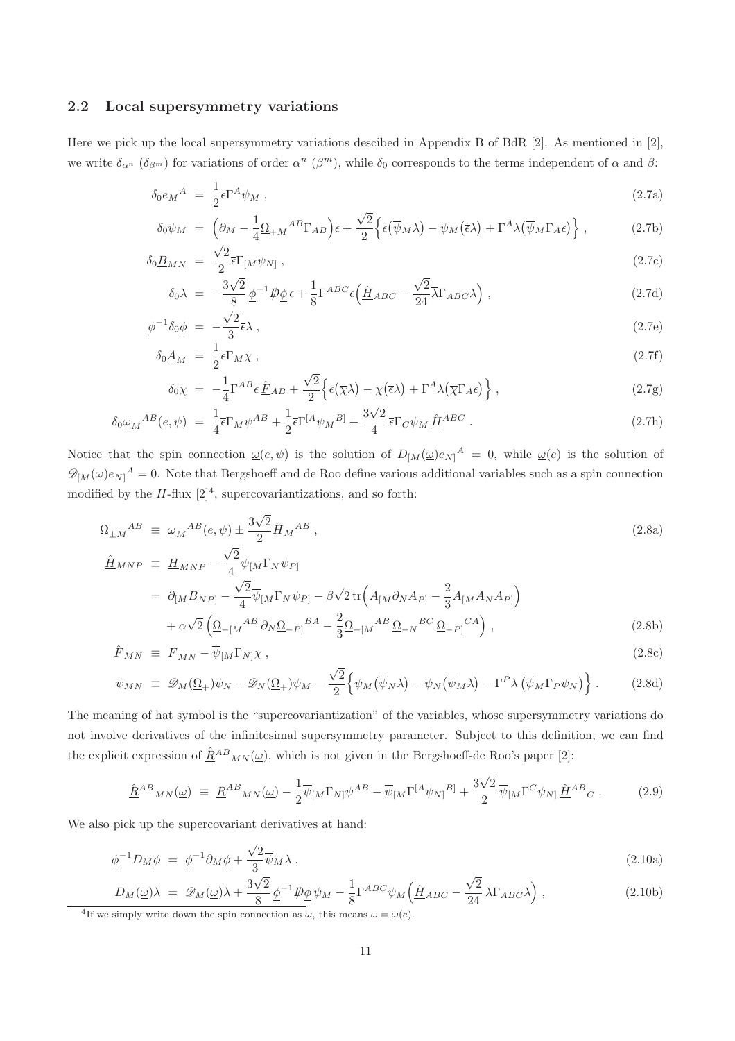### 2.2 Local supersymmetry variations

Here we pick up the local supersymmetry variations descibed in Appendix B of BdR [2]. As mentioned in [2], we write $\delta_{\alpha^n}$ ($\delta_{\beta^m}$) for variations of order $\alpha^n$ ($\beta^m$), while $\delta_0$ corresponds to the terms independent of $\alpha$ and $\beta$:

$$\delta_0 e_M{}^A \ = \ \frac{1}{2}\overline{\epsilon}\Gamma^A \psi_M \ , \tag{2.7a}$$

$$\delta_0 \psi_M \ = \ \Big(\partial_M - \frac{1}{4}\underline{\Omega}_{+M}{}^{AB}\Gamma_{AB}\Big)\epsilon + \frac{\sqrt{2}}{2}\Big\{ \epsilon\big(\overline{\psi}_M \lambda\big) - \psi_M\big(\overline{\epsilon}\lambda\big) + \Gamma^A \lambda\big(\overline{\psi}_M \Gamma_A \epsilon\big)\Big\} \ , \tag{2.7b}$$

$$\delta_0 \underline{B}_{MN} \ = \ \frac{\sqrt{2}}{2}\overline{\epsilon}\Gamma_{[M}\psi_{N]} \ , \tag{2.7c}$$

$$\delta_0 \lambda \ = \ -\frac{3\sqrt{2}}{8}\,\underline{\phi}^{-1}\not{D}\underline{\phi}\,\epsilon + \frac{1}{8}\Gamma^{ABC}\epsilon\Big(\underline{\hat{H}}_{ABC} - \frac{\sqrt{2}}{24}\overline{\lambda}\Gamma_{ABC}\lambda\Big) \ , \tag{2.7d}$$

$$\underline{\phi}^{-1}\delta_0\underline{\phi} \ = \ -\frac{\sqrt{2}}{3}\overline{\epsilon}\lambda \ , \tag{2.7e}$$

$$\delta_0 \underline{A}_M \ = \ \frac{1}{2}\overline{\epsilon}\Gamma_M \chi \ , \tag{2.7f}$$

$$\delta_0 \chi \ = \ -\frac{1}{4}\Gamma^{AB}\epsilon\,\underline{\hat{F}}_{AB} + \frac{\sqrt{2}}{2}\Big\{\epsilon\big(\overline{\chi}\lambda\big) - \chi\big(\overline{\epsilon}\lambda\big) + \Gamma^A\lambda\big(\overline{\chi}\Gamma_A\epsilon\big)\Big\} \ , \tag{2.7g}$$

$$\delta_0 \underline{\omega}_M{}^{AB}(e,\psi) \ = \ \frac{1}{4}\overline{\epsilon}\Gamma_M\psi^{AB} + \frac{1}{2}\overline{\epsilon}\Gamma^{[A}\psi_M{}^{B]} + \frac{3\sqrt{2}}{4}\,\overline{\epsilon}\Gamma_C\psi_M\,\underline{\hat{H}}^{ABC} \ . \tag{2.7h}$$

Notice that the spin connection $\underline{\omega}(e,\psi)$ is the solution of $D_{[M}(\underline{\omega})e_{N]}{}^A = 0$, while $\underline{\omega}(e)$ is the solution of $\mathscr{D}_{[M}(\underline{\omega})e_{N]}{}^A = 0$. Note that Bergshoeff and de Roo define various additional variables such as a spin connection modified by the $H$-flux [2][4], supercovariantizations, and so forth:

$$\underline{\Omega}_{\pm M}{}^{AB} \ \equiv \ \underline{\omega}_M{}^{AB}(e,\psi) \pm \frac{3\sqrt{2}}{2}\underline{\hat{H}}_M{}^{AB} \ , \tag{2.8a}$$

$$\begin{aligned}
\underline{\hat{H}}_{MNP} \ &\equiv \ \underline{H}_{MNP} - \frac{\sqrt{2}}{4}\overline{\psi}_{[M}\Gamma_N\psi_{P]} \\
&= \ \partial_{[M}\underline{B}_{NP]} - \frac{\sqrt{2}}{4}\overline{\psi}_{[M}\Gamma_N\psi_{P]} - \beta\sqrt{2}\,\mathrm{tr}\Big(\underline{A}_{[M}\partial_N\underline{A}_{P]} - \frac{2}{3}\underline{A}_{[M}\underline{A}_N\underline{A}_{P]}\Big) \\
&\quad + \alpha\sqrt{2}\,\Big(\underline{\Omega}_{-[M}{}^{AB}\,\partial_N\underline{\Omega}_{-P]}{}^{BA} - \frac{2}{3}\underline{\Omega}_{-[M}{}^{AB}\,\underline{\Omega}_{-N}{}^{BC}\,\underline{\Omega}_{-P]}{}^{CA}\Big) \ ,
\end{aligned} \tag{2.8b}$$

$$\underline{\hat{F}}_{MN} \ \equiv \ \underline{F}_{MN} - \overline{\psi}_{[M}\Gamma_{N]}\chi \ , \tag{2.8c}$$

$$\psi_{MN} \ \equiv \ \mathscr{D}_M(\underline{\Omega}_+)\psi_N - \mathscr{D}_N(\underline{\Omega}_+)\psi_M - \frac{\sqrt{2}}{2}\Big\{\psi_M\big(\overline{\psi}_N\lambda\big) - \psi_N\big(\overline{\psi}_M\lambda\big) - \Gamma^P\lambda\,\big(\overline{\psi}_M\Gamma_P\psi_N\big)\Big\} \ . \tag{2.8d}$$

The meaning of hat symbol is the "supercovariantization" of the variables, whose supersymmetry variations do not involve derivatives of the infinitesimal supersymmetry parameter. Subject to this definition, we can find the explicit expression of $\underline{\hat{R}}^{AB}{}_{MN}(\underline{\omega})$, which is not given in the Bergshoeff-de Roo's paper [2]:

$$\underline{\hat{R}}^{AB}{}_{MN}(\underline{\omega}) \ \equiv \ \underline{R}^{AB}{}_{MN}(\underline{\omega}) - \frac{1}{2}\overline{\psi}_{[M}\Gamma_{N]}\psi^{AB} - \overline{\psi}_{[M}\Gamma^{[A}\psi_{N]}{}^{B]} + \frac{3\sqrt{2}}{2}\,\overline{\psi}_{[M}\Gamma^C\psi_{N]}\,\underline{\hat{H}}^{AB}{}_C \ . \tag{2.9}$$

We also pick up the supercovariant derivatives at hand:

$$\underline{\phi}^{-1}D_M\underline{\phi} \ = \ \underline{\phi}^{-1}\partial_M\underline{\phi} + \frac{\sqrt{2}}{3}\overline{\psi}_M\lambda \ , \tag{2.10a}$$

$$D_M(\underline{\omega})\lambda \ = \ \mathscr{D}_M(\underline{\omega})\lambda + \frac{3\sqrt{2}}{8}\,\underline{\phi}^{-1}\not{D}\underline{\phi}\,\psi_M - \frac{1}{8}\Gamma^{ABC}\psi_M\Big(\underline{\hat{H}}_{ABC} - \frac{\sqrt{2}}{24}\,\overline{\lambda}\Gamma_{ABC}\lambda\Big) \ , \tag{2.10b}$$

[4] If we simply write down the spin connection as $\underline{\omega}$, this means $\underline{\omega} = \underline{\omega}(e)$.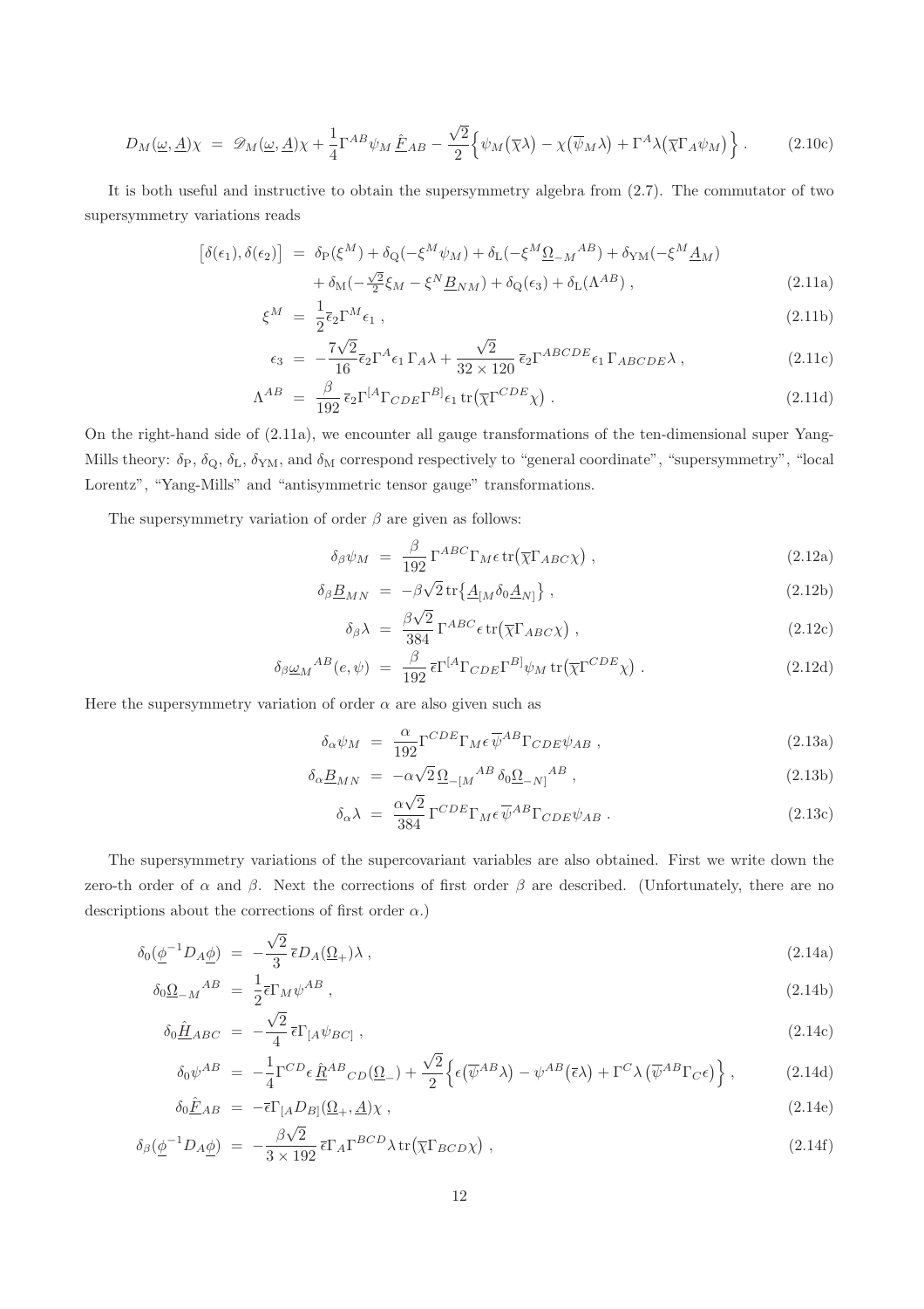$$
D_M(\underline{\omega}, \underline{A})\chi \;=\; \mathscr{D}_M(\underline{\omega}, \underline{A})\chi + \frac{1}{4}\Gamma^{AB}\psi_M \,\underline{\hat{F}}_{AB} - \frac{\sqrt{2}}{2}\Big\{ \psi_M\big(\overline{\chi}\lambda\big) - \chi\big(\overline{\psi}_M\lambda\big) + \Gamma^A\lambda\big(\overline{\chi}\Gamma_A\psi_M\big) \Big\} \,. \tag{2.10c}
$$

It is both useful and instructive to obtain the supersymmetry algebra from (2.7). The commutator of two supersymmetry variations reads

$$
\begin{aligned}
\big[\delta(\epsilon_1), \delta(\epsilon_2)\big] \;&=\; \delta_{\rm P}(\xi^M) + \delta_{\rm Q}(-\xi^M\psi_M) + \delta_{\rm L}(-\xi^M\underline{\Omega}_{-M}{}^{AB}) + \delta_{\rm YM}(-\xi^M\underline{A}_M) \\
&\quad + \delta_{\rm M}(-\tfrac{\sqrt{2}}{2}\xi_M - \xi^N\underline{B}_{NM}) + \delta_{\rm Q}(\epsilon_3) + \delta_{\rm L}(\Lambda^{AB}) \,, && (2.11a) \\
\xi^M \;&=\; \frac{1}{2}\overline{\epsilon}_2\Gamma^M\epsilon_1 \,, && (2.11b) \\
\epsilon_3 \;&=\; -\frac{7\sqrt{2}}{16}\overline{\epsilon}_2\Gamma^A\epsilon_1\,\Gamma_A\lambda + \frac{\sqrt{2}}{32\times 120}\,\overline{\epsilon}_2\Gamma^{ABCDE}\epsilon_1\,\Gamma_{ABCDE}\lambda \,, && (2.11c) \\
\Lambda^{AB} \;&=\; \frac{\beta}{192}\,\overline{\epsilon}_2\Gamma^{[A}\Gamma_{CDE}\Gamma^{B]}\epsilon_1\,{\rm tr}\big(\overline{\chi}\Gamma^{CDE}\chi\big) \,. && (2.11d)
\end{aligned}
$$

On the right-hand side of (2.11a), we encounter all gauge transformations of the ten-dimensional super Yang-Mills theory: $\delta_{\rm P}$, $\delta_{\rm Q}$, $\delta_{\rm L}$, $\delta_{\rm YM}$, and $\delta_{\rm M}$ correspond respectively to "general coordinate", "supersymmetry", "local Lorentz", "Yang-Mills" and "antisymmetric tensor gauge" transformations.

The supersymmetry variation of order $\beta$ are given as follows:

$$
\begin{aligned}
\delta_\beta\psi_M \;&=\; \frac{\beta}{192}\,\Gamma^{ABC}\Gamma_M\epsilon\,{\rm tr}\big(\overline{\chi}\Gamma_{ABC}\chi\big) \,, && (2.12a) \\
\delta_\beta\underline{B}_{MN} \;&=\; -\beta\sqrt{2}\,{\rm tr}\big\{\underline{A}_{[M}\delta_0\underline{A}_{N]}\big\} \,, && (2.12b) \\
\delta_\beta\lambda \;&=\; \frac{\beta\sqrt{2}}{384}\,\Gamma^{ABC}\epsilon\,{\rm tr}\big(\overline{\chi}\Gamma_{ABC}\chi\big) \,, && (2.12c) \\
\delta_\beta\underline{\omega}_M{}^{AB}(e,\psi) \;&=\; \frac{\beta}{192}\,\overline{\epsilon}\Gamma^{[A}\Gamma_{CDE}\Gamma^{B]}\psi_M\,{\rm tr}\big(\overline{\chi}\Gamma^{CDE}\chi\big) \,. && (2.12d)
\end{aligned}
$$

Here the supersymmetry variation of order $\alpha$ are also given such as

$$
\begin{aligned}
\delta_\alpha\psi_M \;&=\; \frac{\alpha}{192}\Gamma^{CDE}\Gamma_M\epsilon\,\overline{\psi}^{AB}\Gamma_{CDE}\psi_{AB} \,, && (2.13a) \\
\delta_\alpha\underline{B}_{MN} \;&=\; -\alpha\sqrt{2}\,\underline{\Omega}_{-[M}{}^{AB}\,\delta_0\underline{\Omega}_{-N]}{}^{AB} \,, && (2.13b) \\
\delta_\alpha\lambda \;&=\; \frac{\alpha\sqrt{2}}{384}\,\Gamma^{CDE}\Gamma_M\epsilon\,\overline{\psi}^{AB}\Gamma_{CDE}\psi_{AB} \,. && (2.13c)
\end{aligned}
$$

The supersymmetry variations of the supercovariant variables are also obtained. First we write down the zero-th order of $\alpha$ and $\beta$. Next the corrections of first order $\beta$ are described. (Unfortunately, there are no descriptions about the corrections of first order $\alpha$.)

$$
\begin{aligned}
\delta_0(\underline{\phi}^{-1}D_A\underline{\phi}) \;&=\; -\frac{\sqrt{2}}{3}\,\overline{\epsilon}D_A(\underline{\Omega}_+)\lambda \,, && (2.14a) \\
\delta_0\underline{\Omega}_{-M}{}^{AB} \;&=\; \frac{1}{2}\overline{\epsilon}\Gamma_M\psi^{AB} \,, && (2.14b) \\
\delta_0\underline{\hat{H}}_{ABC} \;&=\; -\frac{\sqrt{2}}{4}\,\overline{\epsilon}\Gamma_{[A}\psi_{BC]} \,, && (2.14c) \\
\delta_0\psi^{AB} \;&=\; -\frac{1}{4}\Gamma^{CD}\epsilon\,\underline{\hat{R}}^{AB}{}_{CD}(\underline{\Omega}_-) + \frac{\sqrt{2}}{2}\Big\{\epsilon\big(\overline{\psi}^{AB}\lambda\big) - \psi^{AB}\big(\overline{\epsilon}\lambda\big) + \Gamma^C\lambda\,\big(\overline{\psi}^{AB}\Gamma_C\epsilon\big)\Big\} \,, && (2.14d) \\
\delta_0\underline{\hat{F}}_{AB} \;&=\; -\overline{\epsilon}\Gamma_{[A}D_{B]}(\underline{\Omega}_+, \underline{A})\chi \,, && (2.14e) \\
\delta_\beta(\underline{\phi}^{-1}D_A\underline{\phi}) \;&=\; -\frac{\beta\sqrt{2}}{3\times 192}\,\overline{\epsilon}\Gamma_A\Gamma^{BCD}\lambda\,{\rm tr}\big(\overline{\chi}\Gamma_{BCD}\chi\big) \,, && (2.14f)
\end{aligned}
$$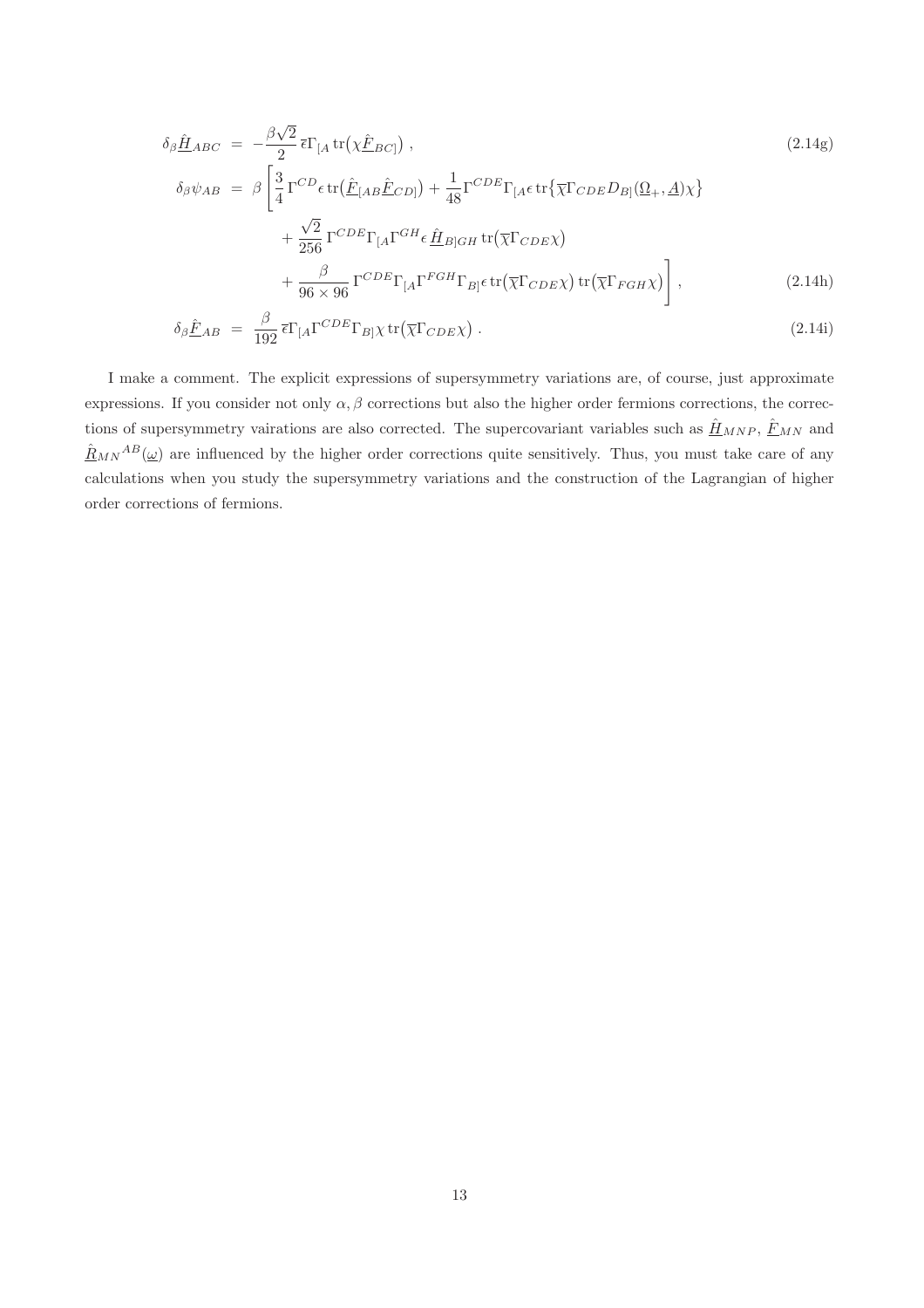$$\delta_\beta \hat{\underline{H}}_{ABC} = -\frac{\beta\sqrt{2}}{2}\,\overline{\epsilon}\Gamma_{[A}\,\mathrm{tr}\big(\chi\hat{\underline{F}}_{BC]}\big)\,, \tag{2.14g}$$

$$\begin{aligned}
\delta_\beta \psi_{AB} = \beta\Bigg[&\frac{3}{4}\,\Gamma^{CD}\epsilon\,\mathrm{tr}\big(\hat{\underline{F}}_{[AB}\hat{\underline{F}}_{CD]}\big) + \frac{1}{48}\Gamma^{CDE}\Gamma_{[A}\epsilon\,\mathrm{tr}\big\{\overline{\chi}\Gamma_{CDE}D_{B]}(\underline{\Omega}_+,\underline{A})\chi\big\} \\
&+ \frac{\sqrt{2}}{256}\,\Gamma^{CDE}\Gamma_{[A}\Gamma^{GH}\epsilon\,\hat{\underline{H}}_{B]GH}\,\mathrm{tr}\big(\overline{\chi}\Gamma_{CDE}\chi\big) \\
&+ \frac{\beta}{96\times 96}\,\Gamma^{CDE}\Gamma_{[A}\Gamma^{FGH}\Gamma_{B]}\epsilon\,\mathrm{tr}\big(\overline{\chi}\Gamma_{CDE}\chi\big)\,\mathrm{tr}\big(\overline{\chi}\Gamma_{FGH}\chi\big)\Bigg]\,,
\end{aligned} \tag{2.14h}$$

$$\delta_\beta \hat{\underline{F}}_{AB} = \frac{\beta}{192}\,\overline{\epsilon}\Gamma_{[A}\Gamma^{CDE}\Gamma_{B]}\chi\,\mathrm{tr}\big(\overline{\chi}\Gamma_{CDE}\chi\big)\,. \tag{2.14i}$$

I make a comment. The explicit expressions of supersymmetry variations are, of course, just approximate expressions. If you consider not only $\alpha, \beta$ corrections but also the higher order fermions corrections, the corrections of supersymmetry vairations are also corrected. The supercovariant variables such as $\hat{\underline{H}}_{MNP}$, $\hat{\underline{F}}_{MN}$ and $\hat{\underline{R}}_{MN}{}^{AB}(\underline{\omega})$ are influenced by the higher order corrections quite sensitively. Thus, you must take care of any calculations when you study the supersymmetry variations and the construction of the Lagrangian of higher order corrections of fermions.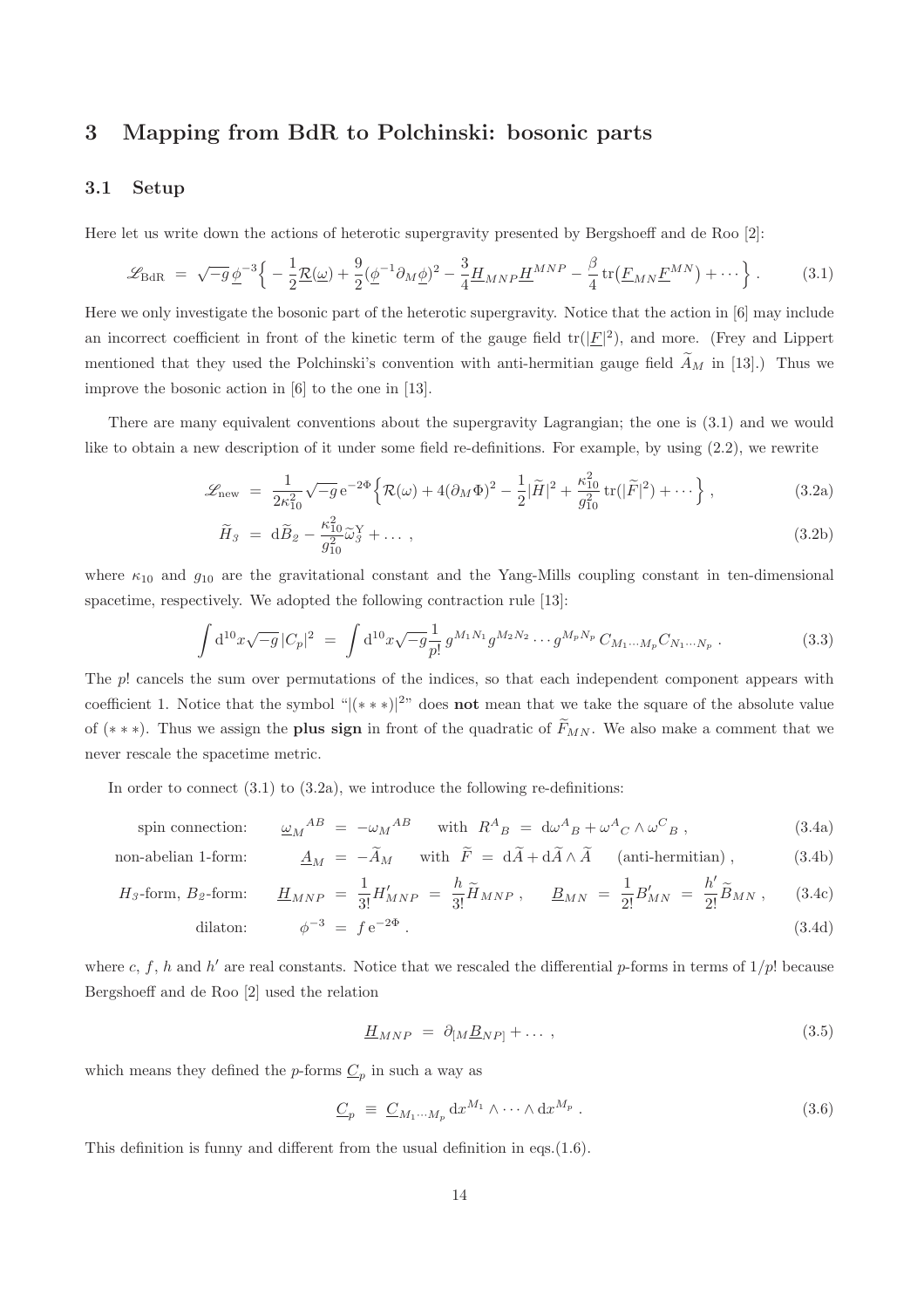## 3 Mapping from BdR to Polchinski: bosonic parts

### 3.1 Setup

Here let us write down the actions of heterotic supergravity presented by Bergshoeff and de Roo [2]:

$$\mathscr{L}_{\rm BdR} \ = \ \sqrt{-g}\, \underline{\phi}^{-3} \Big\{ -\frac{1}{2} \underline{\mathcal{R}}(\underline{\omega}) + \frac{9}{2} (\underline{\phi}^{-1} \partial_M \underline{\phi})^2 - \frac{3}{4} \underline{H}_{MNP} \underline{H}^{MNP} - \frac{\beta}{4} \, {\rm tr} \big( \underline{F}_{MN} \underline{F}^{MN} \big) + \cdots \Big\} \, . \tag{3.1}$$

Here we only investigate the bosonic part of the heterotic supergravity. Notice that the action in [6] may include an incorrect coefficient in front of the kinetic term of the gauge field ${\rm tr}(|\underline{F}|^2)$, and more. (Frey and Lippert mentioned that they used the Polchinski's convention with anti-hermitian gauge field $\widetilde{A}_M$ in [13].) Thus we improve the bosonic action in [6] to the one in [13].

There are many equivalent conventions about the supergravity Lagrangian; the one is (3.1) and we would like to obtain a new description of it under some field re-definitions. For example, by using (2.2), we rewrite

$$\mathscr{L}_{\rm new} \ = \ \frac{1}{2 \kappa_{10}^2} \sqrt{-g}\, {\rm e}^{-2 \Phi} \Big\{ \mathcal{R}(\omega) + 4 (\partial_M \Phi)^2 - \frac{1}{2} |\widetilde{H}|^2 + \frac{\kappa_{10}^2}{g_{10}^2} \, {\rm tr} (|\widetilde{F}|^2) + \cdots \Big\} \, , \tag{3.2a}$$

$$\widetilde{H}_3 \ = \ {\rm d} \widetilde{B}_2 - \frac{\kappa_{10}^2}{g_{10}^2} \widetilde{\omega}_3^{\rm Y} + \ldots \, , \tag{3.2b}$$

where $\kappa_{10}$ and $g_{10}$ are the gravitational constant and the Yang-Mills coupling constant in ten-dimensional spacetime, respectively. We adopted the following contraction rule [13]:

$$\int {\rm d}^{10} x \sqrt{-g}\, |C_p|^2 \ = \ \int {\rm d}^{10} x \sqrt{-g} \frac{1}{p!} \, g^{M_1 N_1} g^{M_2 N_2} \cdots g^{M_p N_p} \, C_{M_1 \cdots M_p} C_{N_1 \cdots N_p} \, . \tag{3.3}$$

The $p!$ cancels the sum over permutations of the indices, so that each independent component appears with coefficient 1. Notice that the symbol "$|(***)|^2$" does **not** mean that we take the square of the absolute value of $(***)$. Thus we assign the **plus sign** in front of the quadratic of $\widetilde{F}_{MN}$. We also make a comment that we never rescale the spacetime metric.

In order to connect (3.1) to (3.2a), we introduce the following re-definitions:

$$\text{spin connection:} \qquad \underline{\omega}_M{}^{AB} \ = \ - \omega_M{}^{AB} \qquad \text{with} \ \ R^A{}_B \ = \ {\rm d} \omega^A{}_B + \omega^A{}_C \wedge \omega^C{}_B \, , \tag{3.4a}$$

$$\text{non-abelian 1-form:} \qquad \underline{A}_M \ = \ - \widetilde{A}_M \qquad \text{with} \ \ \widetilde{F} \ = \ {\rm d} \widetilde{A} + {\rm d} \widetilde{A} \wedge \widetilde{A} \qquad \text{(anti-hermitian)} \, , \tag{3.4b}$$

$$H_3\text{-form, } B_2\text{-form:} \qquad \underline{H}_{MNP} \ = \ \frac{1}{3!} H'_{MNP} \ = \ \frac{h}{3!} \widetilde{H}_{MNP} \, , \qquad \underline{B}_{MN} \ = \ \frac{1}{2!} B'_{MN} \ = \ \frac{h'}{2!} \widetilde{B}_{MN} \, , \tag{3.4c}$$

$$\text{dilaton:} \qquad \phi^{-3} \ = \ f \, {\rm e}^{-2 \Phi} \, . \tag{3.4d}$$

where $c$, $f$, $h$ and $h'$ are real constants. Notice that we rescaled the differential $p$-forms in terms of $1/p!$ because Bergshoeff and de Roo [2] used the relation

$$\underline{H}_{MNP} \ = \ \partial_{[M} \underline{B}_{NP]} + \ldots \, , \tag{3.5}$$

which means they defined the $p$-forms $\underline{C}_p$ in such a way as

$$\underline{C}_p \ \equiv \ \underline{C}_{M_1 \cdots M_p} \, {\rm d} x^{M_1} \wedge \cdots \wedge {\rm d} x^{M_p} \, . \tag{3.6}$$

This definition is funny and different from the usual definition in eqs.(1.6).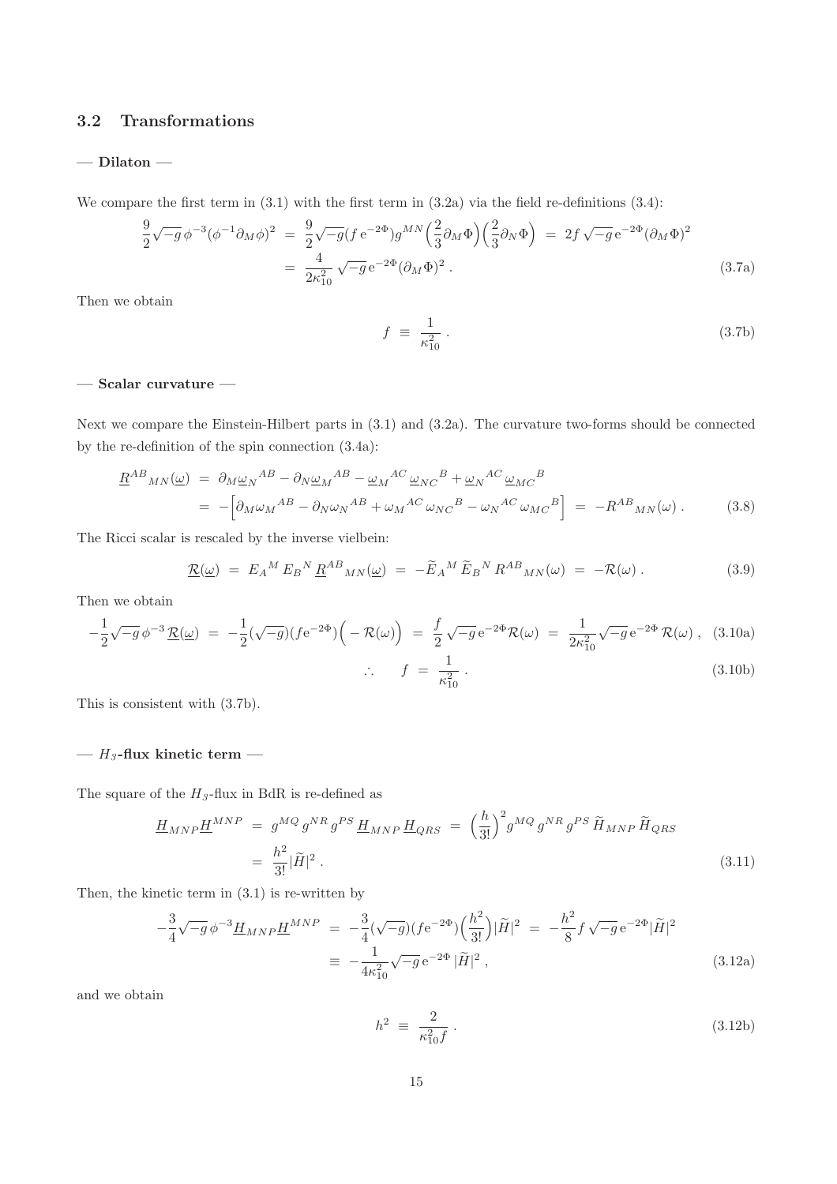### 3.2 Transformations

**— Dilaton —**

We compare the first term in (3.1) with the first term in (3.2a) via the field re-definitions (3.4):

$$
\begin{aligned}
\frac{9}{2}\sqrt{-g}\,\phi^{-3}(\phi^{-1}\partial_M\phi)^2 \;&=\; \frac{9}{2}\sqrt{-g}(f\,\mathrm{e}^{-2\Phi})g^{MN}\Big(\frac{2}{3}\partial_M\Phi\Big)\Big(\frac{2}{3}\partial_N\Phi\Big) \;=\; 2f\,\sqrt{-g}\,\mathrm{e}^{-2\Phi}(\partial_M\Phi)^2 \\
&=\; \frac{4}{2\kappa_{10}^2}\,\sqrt{-g}\,\mathrm{e}^{-2\Phi}(\partial_M\Phi)^2\,. 
\end{aligned}
\tag{3.7a}
$$

Then we obtain

$$
f \;\equiv\; \frac{1}{\kappa_{10}^2}\,. \tag{3.7b}
$$

**— Scalar curvature —**

Next we compare the Einstein-Hilbert parts in (3.1) and (3.2a). The curvature two-forms should be connected by the re-definition of the spin connection (3.4a):

$$
\begin{aligned}
\underline{R}^{AB}{}_{MN}(\underline{\omega}) \;&=\; \partial_M\underline{\omega}_N{}^{AB} - \partial_N\underline{\omega}_M{}^{AB} - \underline{\omega}_M{}^{AC}\,\underline{\omega}_{NC}{}^B + \underline{\omega}_N{}^{AC}\,\underline{\omega}_{MC}{}^B \\
&=\; -\Big[\partial_M\omega_M{}^{AB} - \partial_N\omega_N{}^{AB} + \omega_M{}^{AC}\,\omega_{NC}{}^B - \omega_N{}^{AC}\,\omega_{MC}{}^B\Big] \;=\; -R^{AB}{}_{MN}(\omega)\,.
\end{aligned}
\tag{3.8}
$$

The Ricci scalar is rescaled by the inverse vielbein:

$$
\underline{\mathcal{R}}(\underline{\omega}) \;=\; E_A{}^M\,E_B{}^N\,\underline{R}^{AB}{}_{MN}(\underline{\omega}) \;=\; -\widetilde{E}_A{}^M\,\widetilde{E}_B{}^N\,R^{AB}{}_{MN}(\omega) \;=\; -\mathcal{R}(\omega)\,. \tag{3.9}
$$

Then we obtain

$$
-\frac{1}{2}\sqrt{-g}\,\phi^{-3}\,\underline{\mathcal{R}}(\underline{\omega}) \;=\; -\frac{1}{2}(\sqrt{-g})(f\mathrm{e}^{-2\Phi})\Big(-\mathcal{R}(\omega)\Big) \;=\; \frac{f}{2}\,\sqrt{-g}\,\mathrm{e}^{-2\Phi}\mathcal{R}(\omega) \;=\; \frac{1}{2\kappa_{10}^2}\sqrt{-g}\,\mathrm{e}^{-2\Phi}\,\mathcal{R}(\omega)\,, \tag{3.10a}
$$

$$
\therefore\qquad f \;=\; \frac{1}{\kappa_{10}^2}\,. \tag{3.10b}
$$

This is consistent with (3.7b).

**— $H_3$-flux kinetic term —**

The square of the $H_3$-flux in BdR is re-defined as

$$
\begin{aligned}
\underline{H}_{MNP}\underline{H}^{MNP} \;&=\; g^{MQ}\,g^{NR}\,g^{PS}\,\underline{H}_{MNP}\,\underline{H}_{QRS} \;=\; \Big(\frac{h}{3!}\Big)^2 g^{MQ}\,g^{NR}\,g^{PS}\,\widetilde{H}_{MNP}\,\widetilde{H}_{QRS} \\
&=\; \frac{h^2}{3!}|\widetilde{H}|^2\,.
\end{aligned}
\tag{3.11}
$$

Then, the kinetic term in (3.1) is re-written by

$$
\begin{aligned}
-\frac{3}{4}\sqrt{-g}\,\phi^{-3}\underline{H}_{MNP}\underline{H}^{MNP} \;&=\; -\frac{3}{4}(\sqrt{-g})(f\mathrm{e}^{-2\Phi})\Big(\frac{h^2}{3!}\Big)|\widetilde{H}|^2 \;=\; -\frac{h^2}{8}f\,\sqrt{-g}\,\mathrm{e}^{-2\Phi}|\widetilde{H}|^2 \\
&\equiv\; -\frac{1}{4\kappa_{10}^2}\sqrt{-g}\,\mathrm{e}^{-2\Phi}\,|\widetilde{H}|^2\,,
\end{aligned}
\tag{3.12a}
$$

and we obtain

$$
h^2 \;\equiv\; \frac{2}{\kappa_{10}^2 f}\,. \tag{3.12b}
$$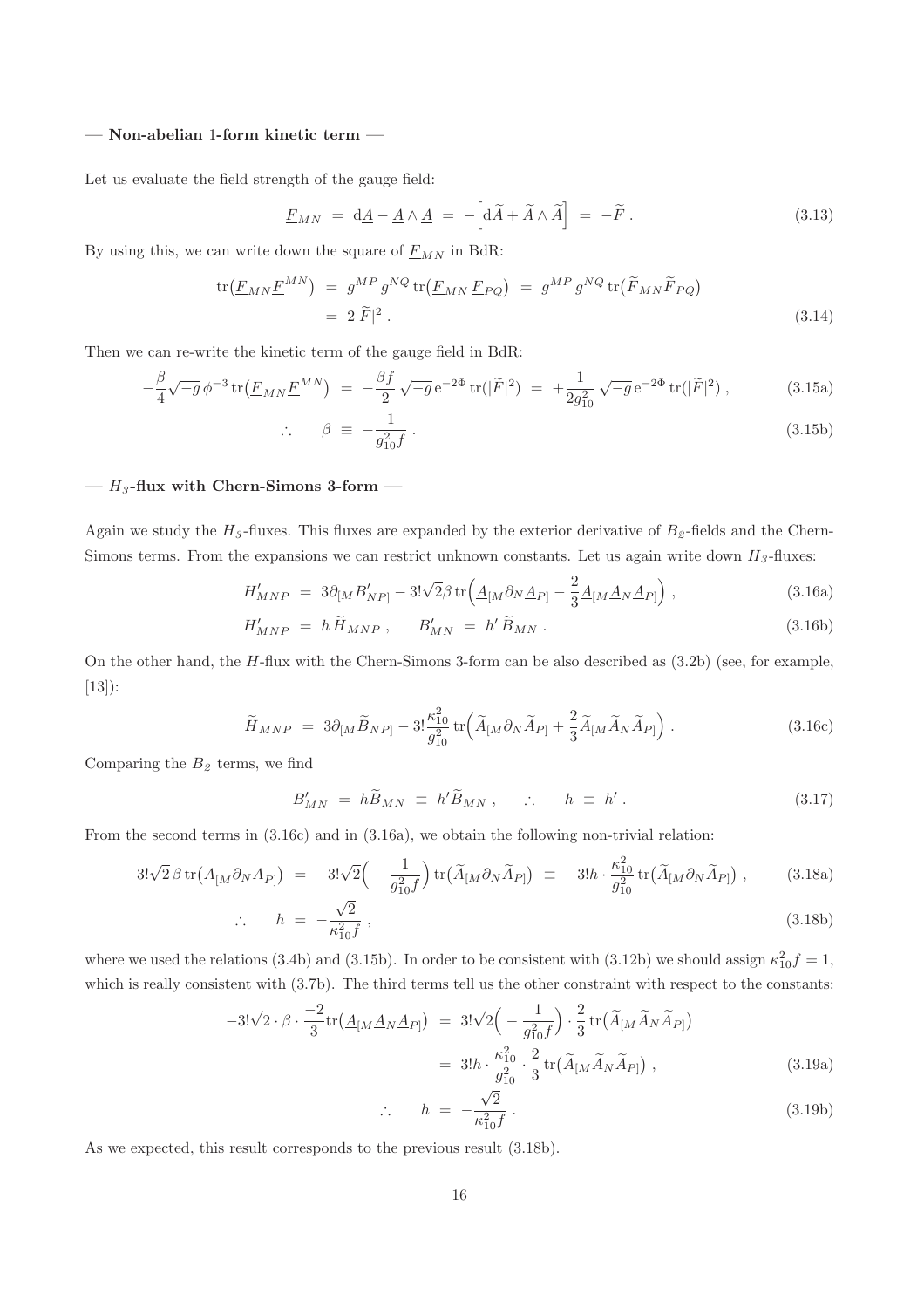**— Non-abelian 1-form kinetic term —**

Let us evaluate the field strength of the gauge field:

$$\underline{F}_{MN} \;=\; \mathrm{d}\underline{A} - \underline{A} \wedge \underline{A} \;=\; -\Big[ \mathrm{d}\widetilde{A} + \widetilde{A} \wedge \widetilde{A} \Big] \;=\; -\widetilde{F} \, . \tag{3.13}$$

By using this, we can write down the square of $\underline{F}_{MN}$ in BdR:

$$\begin{aligned}
\mathrm{tr}\big( \underline{F}_{MN} \underline{F}^{MN} \big) \;&=\; g^{MP} \, g^{NQ} \, \mathrm{tr}\big( \underline{F}_{MN} \, \underline{F}_{PQ} \big) \;=\; g^{MP} \, g^{NQ} \, \mathrm{tr}\big( \widetilde{F}_{MN} \widetilde{F}_{PQ} \big) \\
&=\; 2 |\widetilde{F}|^2 \, .
\end{aligned} \tag{3.14}$$

Then we can re-write the kinetic term of the gauge field in BdR:

$$-\frac{\beta}{4} \sqrt{-g} \, \phi^{-3} \, \mathrm{tr}\big( \underline{F}_{MN} \underline{F}^{MN} \big) \;=\; -\frac{\beta f}{2} \sqrt{-g} \, \mathrm{e}^{-2\Phi} \, \mathrm{tr}(|\widetilde{F}|^2) \;=\; +\frac{1}{2 g_{10}^2} \sqrt{-g} \, \mathrm{e}^{-2\Phi} \, \mathrm{tr}(|\widetilde{F}|^2) \, , \tag{3.15a}$$

$$\therefore \qquad \beta \;\equiv\; -\frac{1}{g_{10}^2 f} \, . \tag{3.15b}$$

**— $H_3$-flux with Chern-Simons 3-form —**

Again we study the $H_3$-fluxes. This fluxes are expanded by the exterior derivative of $B_2$-fields and the Chern-Simons terms. From the expansions we can restrict unknown constants. Let us again write down $H_3$-fluxes:

$$H'_{MNP} \;=\; 3 \partial_{[M} B'_{NP]} - 3! \sqrt{2} \beta \, \mathrm{tr}\Big( \underline{A}_{[M} \partial_N \underline{A}_{P]} - \frac{2}{3} \underline{A}_{[M} \underline{A}_N \underline{A}_{P]} \Big) \, , \tag{3.16a}$$

$$H'_{MNP} \;=\; h \, \widetilde{H}_{MNP} \, , \qquad B'_{MN} \;=\; h' \, \widetilde{B}_{MN} \, . \tag{3.16b}$$

On the other hand, the $H$-flux with the Chern-Simons 3-form can be also described as (3.2b) (see, for example, [13]):

$$\widetilde{H}_{MNP} \;=\; 3 \partial_{[M} \widetilde{B}_{NP]} - 3! \frac{\kappa_{10}^2}{g_{10}^2} \, \mathrm{tr}\Big( \widetilde{A}_{[M} \partial_N \widetilde{A}_{P]} + \frac{2}{3} \widetilde{A}_{[M} \widetilde{A}_N \widetilde{A}_{P]} \Big) \, . \tag{3.16c}$$

Comparing the $B_2$ terms, we find

$$B'_{MN} \;=\; h \widetilde{B}_{MN} \;\equiv\; h' \widetilde{B}_{MN} \, , \qquad \therefore \qquad h \;\equiv\; h' \, . \tag{3.17}$$

From the second terms in (3.16c) and in (3.16a), we obtain the following non-trivial relation:

$$-3! \sqrt{2} \, \beta \, \mathrm{tr}\big( \underline{A}_{[M} \partial_N \underline{A}_{P]} \big) \;=\; -3! \sqrt{2} \Big( -\frac{1}{g_{10}^2 f} \Big) \, \mathrm{tr}\big( \widetilde{A}_{[M} \partial_N \widetilde{A}_{P]} \big) \;\equiv\; -3! h \cdot \frac{\kappa_{10}^2}{g_{10}^2} \, \mathrm{tr}\big( \widetilde{A}_{[M} \partial_N \widetilde{A}_{P]} \big) \, , \tag{3.18a}$$

$$\therefore \qquad h \;=\; -\frac{\sqrt{2}}{\kappa_{10}^2 f} \, , \tag{3.18b}$$

where we used the relations (3.4b) and (3.15b). In order to be consistent with (3.12b) we should assign $\kappa_{10}^2 f = 1$, which is really consistent with (3.7b). The third terms tell us the other constraint with respect to the constants:

$$\begin{aligned}
-3! \sqrt{2} \cdot \beta \cdot \frac{-2}{3} \mathrm{tr}\big( \underline{A}_{[M} \underline{A}_N \underline{A}_{P]} \big) \;&=\; 3! \sqrt{2} \Big( -\frac{1}{g_{10}^2 f} \Big) \cdot \frac{2}{3} \, \mathrm{tr}\big( \widetilde{A}_{[M} \widetilde{A}_N \widetilde{A}_{P]} \big) \\
&=\; 3! h \cdot \frac{\kappa_{10}^2}{g_{10}^2} \cdot \frac{2}{3} \, \mathrm{tr}\big( \widetilde{A}_{[M} \widetilde{A}_N \widetilde{A}_{P]} \big) \, ,
\end{aligned} \tag{3.19a}$$

$$\therefore \qquad h \;=\; -\frac{\sqrt{2}}{\kappa_{10}^2 f} \, . \tag{3.19b}$$

As we expected, this result corresponds to the previous result (3.18b).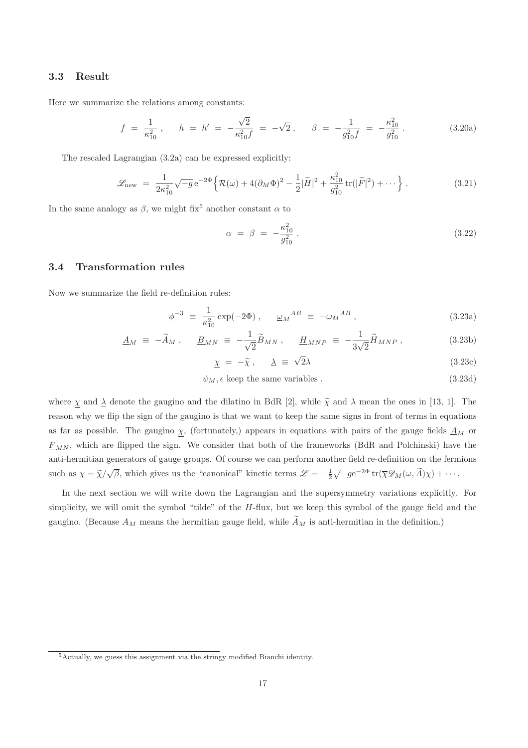### 3.3 Result

Here we summarize the relations among constants:

$$f = \frac{1}{\kappa_{10}^2}, \qquad h = h' = -\frac{\sqrt{2}}{\kappa_{10}^2 f} = -\sqrt{2}, \qquad \beta = -\frac{1}{g_{10}^2 f} = -\frac{\kappa_{10}^2}{g_{10}^2}. \tag{3.20a}$$

The rescaled Lagrangian (3.2a) can be expressed explicitly:

$$\mathscr{L}_{\rm new} = \frac{1}{2\kappa_{10}^2}\sqrt{-g}\,{\rm e}^{-2\Phi}\Big\{\mathcal{R}(\omega) + 4(\partial_M \Phi)^2 - \frac{1}{2}|\widetilde{H}|^2 + \frac{\kappa_{10}^2}{g_{10}^2}\,{\rm tr}(|\widetilde{F}|^2) + \cdots\Big\}. \tag{3.21}$$

In the same analogy as $\beta$, we might fix[5] another constant $\alpha$ to

$$\alpha = \beta = -\frac{\kappa_{10}^2}{g_{10}^2}. \tag{3.22}$$

### 3.4 Transformation rules

Now we summarize the field re-definition rules:

$$\phi^{-3} \equiv \frac{1}{\kappa_{10}^2}\exp(-2\Phi), \qquad \underline{\omega}_M{}^{AB} \equiv -\omega_M{}^{AB}, \tag{3.23a}$$

$$\underline{A}_M \equiv -\widetilde{A}_M, \qquad \underline{B}_{MN} \equiv -\frac{1}{\sqrt{2}}\widetilde{B}_{MN}, \qquad \underline{H}_{MNP} \equiv -\frac{1}{3\sqrt{2}}\widetilde{H}_{MNP}, \tag{3.23b}$$

$$\underline{\chi} = -\widetilde{\chi}, \qquad \underline{\lambda} \equiv \sqrt{2}\lambda \tag{3.23c}$$

$$\psi_M, \epsilon \text{ keep the same variables}. \tag{3.23d}$$

where $\underline{\chi}$ and $\underline{\lambda}$ denote the gaugino and the dilatino in BdR [2], while $\widetilde{\chi}$ and $\lambda$ mean the ones in [13, 1]. The reason why we flip the sign of the gaugino is that we want to keep the same signs in front of terms in equations as far as possible. The gaugino $\underline{\chi}$, (fortunately,) appears in equations with pairs of the gauge fields $\underline{A}_M$ or $\underline{F}_{MN}$, which are flipped the sign. We consider that both of the frameworks (BdR and Polchinski) have the anti-hermitian generators of gauge groups. Of course we can perform another field re-definition on the fermions such as $\chi = \widetilde{\chi}/\sqrt{\beta}$, which gives us the "canonical" kinetic terms $\mathscr{L} = -\frac{1}{2}\sqrt{-g}{\rm e}^{-2\Phi}\,{\rm tr}(\overline{\chi}\mathscr{D}_M(\omega,\widetilde{A})\chi) + \cdots$.

In the next section we will write down the Lagrangian and the supersymmetry variations explicitly. For simplicity, we will omit the symbol "tilde" of the $H$-flux, but we keep this symbol of the gauge field and the gaugino. (Because $A_M$ means the hermitian gauge field, while $\widetilde{A}_M$ is anti-hermitian in the definition.)

[5] Actually, we guess this assignment via the stringy modified Bianchi identity.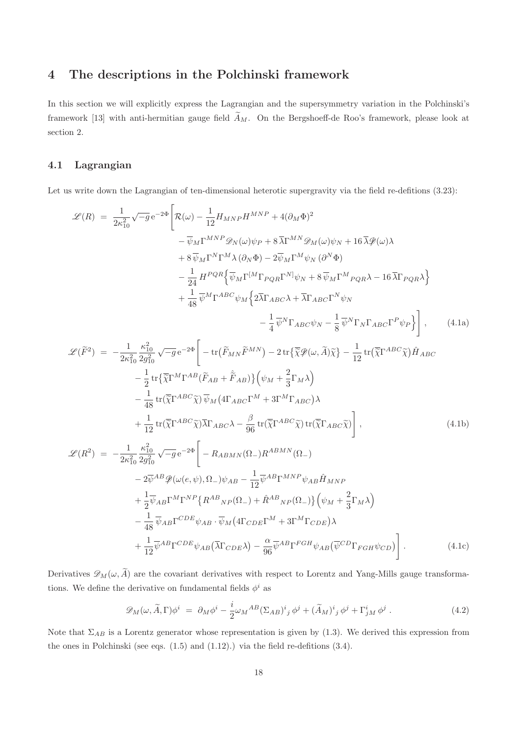# 4 The descriptions in the Polchinski framework

In this section we will explicitly express the Lagrangian and the supersymmetry variation in the Polchinski's framework [13] with anti-hermitian gauge field $\widetilde{A}_M$. On the Bergshoeff-de Roo's framework, please look at section 2.

## 4.1 Lagrangian

Let us write down the Lagrangian of ten-dimensional heterotic supergravity via the field re-defitions (3.23):

$$
\begin{aligned}
\mathscr{L}(R) \;=\; & \frac{1}{2\kappa_{10}^2}\sqrt{-g}\,\mathrm{e}^{-2\Phi}\bigg[\mathcal{R}(\omega) - \frac{1}{12}H_{MNP}H^{MNP} + 4(\partial_M\Phi)^2 \\
& - \overline{\psi}_M\Gamma^{MNP}\mathscr{D}_N(\omega)\psi_P + 8\,\overline{\lambda}\Gamma^{MN}\mathscr{D}_M(\omega)\psi_N + 16\,\overline{\lambda}\mathscr{D}\!\!\!/(\omega)\lambda \\
& + 8\,\overline{\psi}_M\Gamma^N\Gamma^M\lambda\,(\partial_N\Phi) - 2\overline{\psi}_M\Gamma^M\psi_N\,(\partial^N\Phi) \\
& - \frac{1}{24}\,H^{PQR}\Big\{\overline{\psi}_M\Gamma^{[M}\Gamma_{PQR}\Gamma^{N]}\psi_N + 8\,\overline{\psi}_M\Gamma^M{}_{PQR}\lambda - 16\,\overline{\lambda}\Gamma_{PQR}\lambda\Big\} \\
& + \frac{1}{48}\,\overline{\psi}^M\Gamma^{ABC}\psi_M\Big\{2\overline{\lambda}\Gamma_{ABC}\lambda + \overline{\lambda}\Gamma_{ABC}\Gamma^N\psi_N \\
& \qquad - \frac{1}{4}\,\overline{\psi}^N\Gamma_{ABC}\psi_N - \frac{1}{8}\,\overline{\psi}^N\Gamma_N\Gamma_{ABC}\Gamma^P\psi_P\Big\}\bigg] \, , \qquad (4.1a)
\end{aligned}
$$

$$
\begin{aligned}
\mathscr{L}(\widetilde{F}^2) \;=\; & -\frac{1}{2\kappa_{10}^2}\frac{\kappa_{10}^2}{2g_{10}^2}\,\sqrt{-g}\,\mathrm{e}^{-2\Phi}\bigg[-\mathrm{tr}\big(\widetilde{F}_{MN}\widetilde{F}^{MN}\big) - 2\,\mathrm{tr}\big\{\overline{\widetilde{\chi}}\mathscr{D}\!\!\!/(\omega,\widetilde{A})\widetilde{\chi}\big\} - \frac{1}{12}\,\mathrm{tr}\big(\overline{\widetilde{\chi}}\Gamma^{ABC}\widetilde{\chi}\big)\hat{H}_{ABC} \\
& - \frac{1}{2}\,\mathrm{tr}\big\{\overline{\widetilde{\chi}}\Gamma^M\Gamma^{AB}(\widetilde{F}_{AB} + \hat{\widetilde{F}}_{AB})\big\}\Big(\psi_M + \frac{2}{3}\Gamma_M\lambda\Big) \\
& - \frac{1}{48}\,\mathrm{tr}(\overline{\widetilde{\chi}}\Gamma^{ABC}\widetilde{\chi})\,\overline{\psi}_M\big(4\Gamma_{ABC}\Gamma^M + 3\Gamma^M\Gamma_{ABC}\big)\lambda \\
& + \frac{1}{12}\,\mathrm{tr}(\overline{\widetilde{\chi}}\Gamma^{ABC}\widetilde{\chi})\overline{\lambda}\Gamma_{ABC}\lambda - \frac{\beta}{96}\,\mathrm{tr}(\overline{\widetilde{\chi}}\Gamma^{ABC}\widetilde{\chi})\,\mathrm{tr}(\overline{\widetilde{\chi}}\Gamma_{ABC}\widetilde{\chi})\bigg] \, , \qquad (4.1b)
\end{aligned}
$$

$$
\begin{aligned}
\mathscr{L}(R^2) \;=\; & -\frac{1}{2\kappa_{10}^2}\frac{\kappa_{10}^2}{2g_{10}^2}\,\sqrt{-g}\,\mathrm{e}^{-2\Phi}\bigg[-R_{ABMN}(\Omega_-)R^{ABMN}(\Omega_-) \\
& - 2\overline{\psi}^{AB}\mathscr{D}\!\!\!/(\omega(e,\psi),\Omega_-)\psi_{AB} - \frac{1}{12}\overline{\psi}^{AB}\Gamma^{MNP}\psi_{AB}\hat{H}_{MNP} \\
& + \frac{1}{2}\overline{\psi}_{AB}\Gamma^M\Gamma^{NP}\big\{R^{AB}{}_{NP}(\Omega_-) + \hat{R}^{AB}{}_{NP}(\Omega_-)\big\}\Big(\psi_M + \frac{2}{3}\Gamma_M\lambda\Big) \\
& - \frac{1}{48}\,\overline{\psi}_{AB}\Gamma^{CDE}\psi_{AB}\cdot\overline{\psi}_M\big(4\Gamma_{CDE}\Gamma^M + 3\Gamma^M\Gamma_{CDE}\big)\lambda \\
& + \frac{1}{12}\overline{\psi}^{AB}\Gamma^{CDE}\psi_{AB}\big(\overline{\lambda}\Gamma_{CDE}\lambda\big) - \frac{\alpha}{96}\overline{\psi}^{AB}\Gamma^{FGH}\psi_{AB}\big(\overline{\psi}^{CD}\Gamma_{FGH}\psi_{CD}\big)\bigg] \, . \qquad (4.1c)
\end{aligned}
$$

Derivatives $\mathscr{D}_M(\omega,\widetilde{A})$ are the covariant derivatives with respect to Lorentz and Yang-Mills gauge transformations. We define the derivative on fundamental fields $\phi^i$ as

$$
\mathscr{D}_M(\omega,\widetilde{A},\Gamma)\phi^i \;=\; \partial_M\phi^i - \frac{i}{2}\omega_M{}^{AB}(\Sigma_{AB})^i{}_j\,\phi^j + (\widetilde{A}_M)^i{}_j\,\phi^j + \Gamma^i_{jM}\,\phi^j \, . \qquad (4.2)
$$

Note that $\Sigma_{AB}$ is a Lorentz generator whose representation is given by (1.3). We derived this expression from the ones in Polchinski (see eqs. (1.5) and (1.12).) via the field re-defitions (3.4).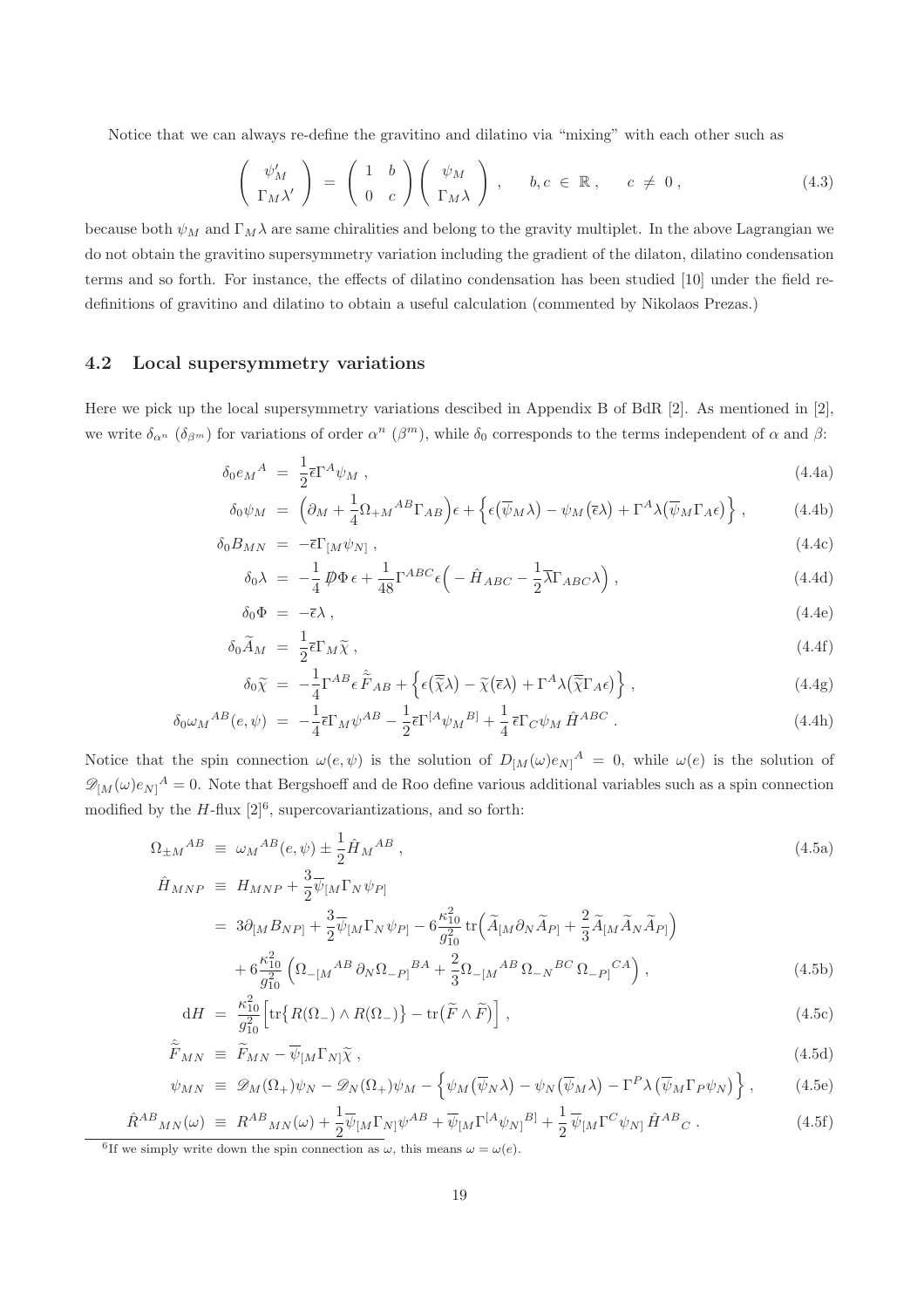Notice that we can always re-define the gravitino and dilatino via "mixing" with each other such as

$$
\begin{pmatrix} \psi'_M \\ \Gamma_M \lambda' \end{pmatrix} = \begin{pmatrix} 1 & b \\ 0 & c \end{pmatrix} \begin{pmatrix} \psi_M \\ \Gamma_M \lambda \end{pmatrix} , \qquad b, c \in \mathbb{R} , \qquad c \neq 0 , \tag{4.3}
$$

because both $\psi_M$ and $\Gamma_M \lambda$ are same chiralities and belong to the gravity multiplet. In the above Lagrangian we do not obtain the gravitino supersymmetry variation including the gradient of the dilaton, dilatino condensation terms and so forth. For instance, the effects of dilatino condensation has been studied [10] under the field re-definitions of gravitino and dilatino to obtain a useful calculation (commented by Nikolaos Prezas.)

## 4.2 Local supersymmetry variations

Here we pick up the local supersymmetry variations descibed in Appendix B of BdR [2]. As mentioned in [2], we write $\delta_{\alpha^n}$ ($\delta_{\beta^m}$) for variations of order $\alpha^n$ ($\beta^m$), while $\delta_0$ corresponds to the terms independent of $\alpha$ and $\beta$:

$$
\begin{aligned}
\delta_0 e_M{}^A &= \frac{1}{2} \overline{\epsilon} \Gamma^A \psi_M , && (4.4a) \\
\delta_0 \psi_M &= \Big( \partial_M + \frac{1}{4} \Omega_{+M}{}^{AB} \Gamma_{AB} \Big) \epsilon + \Big\{ \epsilon \big( \overline{\psi}_M \lambda \big) - \psi_M \big( \overline{\epsilon} \lambda \big) + \Gamma^A \lambda \big( \overline{\psi}_M \Gamma_A \epsilon \big) \Big\} , && (4.4b) \\
\delta_0 B_{MN} &= - \overline{\epsilon} \Gamma_{[M} \psi_{N]} , && (4.4c) \\
\delta_0 \lambda &= - \frac{1}{4} \not{D} \Phi \, \epsilon + \frac{1}{48} \Gamma^{ABC} \epsilon \Big( - \hat{H}_{ABC} - \frac{1}{2} \overline{\lambda} \Gamma_{ABC} \lambda \Big) , && (4.4d) \\
\delta_0 \Phi &= - \overline{\epsilon} \lambda , && (4.4e) \\
\delta_0 \widetilde{A}_M &= \frac{1}{2} \overline{\epsilon} \Gamma_M \widetilde{\chi} , && (4.4f) \\
\delta_0 \widetilde{\chi} &= - \frac{1}{4} \Gamma^{AB} \epsilon \, \hat{\widetilde{F}}_{AB} + \Big\{ \epsilon \big( \overline{\widetilde{\chi}} \lambda \big) - \widetilde{\chi} \big( \overline{\epsilon} \lambda \big) + \Gamma^A \lambda \big( \overline{\widetilde{\chi}} \Gamma_A \epsilon \big) \Big\} , && (4.4g) \\
\delta_0 \omega_M{}^{AB} (e, \psi) &= - \frac{1}{4} \overline{\epsilon} \Gamma_M \psi^{AB} - \frac{1}{2} \overline{\epsilon} \Gamma^{[A} \psi_M{}^{B]} + \frac{1}{4} \, \overline{\epsilon} \Gamma_C \psi_M \, \hat{H}^{ABC} . && (4.4h)
\end{aligned}
$$

Notice that the spin connection $\omega(e,\psi)$ is the solution of $D_{[M}(\omega) e_{N]}{}^A = 0$, while $\omega(e)$ is the solution of $\mathscr{D}_{[M}(\omega) e_{N]}{}^A = 0$. Note that Bergshoeff and de Roo define various additional variables such as a spin connection modified by the $H$-flux [2][6], supercovariantizations, and so forth:

$$
\begin{aligned}
\Omega_{\pm M}{}^{AB} &\equiv \omega_M{}^{AB}(e, \psi) \pm \frac{1}{2} \hat{H}_M{}^{AB} , && (4.5a) \\
\hat{H}_{MNP} &\equiv H_{MNP} + \frac{3}{2} \overline{\psi}_{[M} \Gamma_N \psi_{P]} \\
&= 3 \partial_{[M} B_{NP]} + \frac{3}{2} \overline{\psi}_{[M} \Gamma_N \psi_{P]} - 6 \frac{\kappa_{10}^2}{g_{10}^2} \, \mathrm{tr} \Big( \widetilde{A}_{[M} \partial_N \widetilde{A}_{P]} + \frac{2}{3} \widetilde{A}_{[M} \widetilde{A}_N \widetilde{A}_{P]} \Big) \\
&\quad + 6 \frac{\kappa_{10}^2}{g_{10}^2} \Big( \Omega_{-[M}{}^{AB} \partial_N \Omega_{-P]}{}^{BA} + \frac{2}{3} \Omega_{-[M}{}^{AB} \, \Omega_{-N}{}^{BC} \, \Omega_{-P]}{}^{CA} \Big) , && (4.5b) \\
\mathrm{d} H &= \frac{\kappa_{10}^2}{g_{10}^2} \Big[ \mathrm{tr} \big\{ R(\Omega_-) \wedge R(\Omega_-) \big\} - \mathrm{tr} \big( \widetilde{F} \wedge \widetilde{F} \big) \Big] , && (4.5c) \\
\hat{\widetilde{F}}_{MN} &\equiv \widetilde{F}_{MN} - \overline{\psi}_{[M} \Gamma_{N]} \widetilde{\chi} , && (4.5d) \\
\psi_{MN} &\equiv \mathscr{D}_M(\Omega_+) \psi_N - \mathscr{D}_N(\Omega_+) \psi_M - \Big\{ \psi_M \big( \overline{\psi}_N \lambda \big) - \psi_N \big( \overline{\psi}_M \lambda \big) - \Gamma^P \lambda \big( \overline{\psi}_M \Gamma_P \psi_N \big) \Big\} , && (4.5e) \\
\hat{R}^{AB}{}_{MN}(\omega) &\equiv R^{AB}{}_{MN}(\omega) + \frac{1}{2} \overline{\psi}_{[M} \Gamma_{N]} \psi^{AB} + \overline{\psi}_{[M} \Gamma^{[A} \psi_{N]}{}^{B]} + \frac{1}{2} \, \overline{\psi}_{[M} \Gamma^C \psi_{N]} \, \hat{H}^{AB}{}_C . && (4.5f)
\end{aligned}
$$

[6] If we simply write down the spin connection as $\omega$, this means $\omega = \omega(e)$.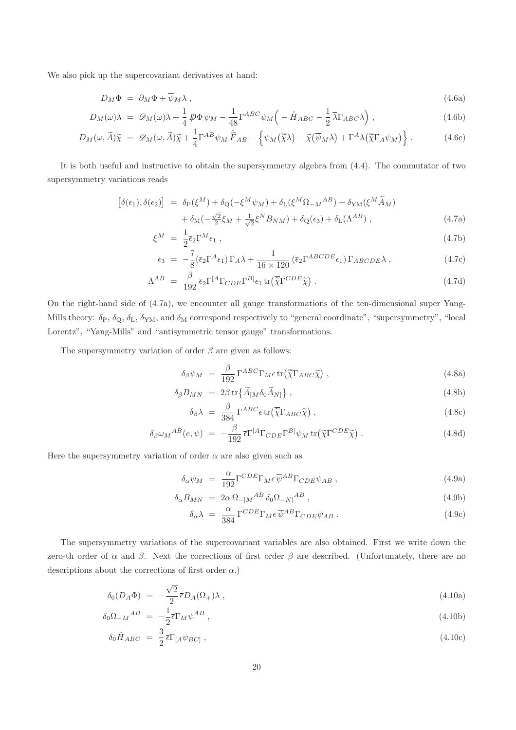We also pick up the supercovariant derivatives at hand:

$$D_M \Phi \;=\; \partial_M \Phi + \overline{\psi}_M \lambda \,, \tag{4.6a}$$

$$D_M(\omega) \lambda \;=\; \mathscr{D}_M(\omega) \lambda + \frac{1}{4} \not{D} \Phi \, \psi_M - \frac{1}{48} \Gamma^{ABC} \psi_M \Big( - \hat{H}_{ABC} - \frac{1}{2} \overline{\lambda} \Gamma_{ABC} \lambda \Big) \,, \tag{4.6b}$$

$$D_M(\omega, \widetilde{A}) \widetilde{\chi} \;=\; \mathscr{D}_M(\omega, \widetilde{A}) \widetilde{\chi} + \frac{1}{4} \Gamma^{AB} \psi_M \, \hat{\widetilde{F}}_{AB} - \Big\{ \psi_M \big( \overline{\widetilde{\chi}} \lambda \big) - \widetilde{\chi} \big( \overline{\psi}_M \lambda \big) + \Gamma^A \lambda \big( \overline{\widetilde{\chi}} \Gamma_A \psi_M \big) \Big\} \,. \tag{4.6c}$$

It is both useful and instructive to obtain the supersymmetry algebra from (4.4). The commutator of two supersymmetry variations reads

$$\begin{aligned}
\big[ \delta(\epsilon_1), \delta(\epsilon_2) \big] \;&=\; \delta_{\rm P}(\xi^M) + \delta_{\rm Q}(-\xi^M \psi_M) + \delta_{\rm L}(\xi^M \Omega_{-M}{}^{AB}) + \delta_{\rm YM}(\xi^M \widetilde{A}_M) \\
&\quad + \delta_{\rm M}(-\tfrac{\sqrt{2}}{2} \xi_M + \tfrac{1}{\sqrt{2}} \xi^N B_{NM}) + \delta_{\rm Q}(\epsilon_3) + \delta_{\rm L}(\Lambda^{AB}) \,,
\end{aligned} \tag{4.7a}$$

$$\xi^M \;=\; \frac{1}{2} \overline{\epsilon}_2 \Gamma^M \epsilon_1 \,, \tag{4.7b}$$

$$\epsilon_3 \;=\; - \frac{7}{8} (\overline{\epsilon}_2 \Gamma^A \epsilon_1) \, \Gamma_A \lambda + \frac{1}{16 \times 120} \, (\overline{\epsilon}_2 \Gamma^{ABCDE} \epsilon_1) \, \Gamma_{ABCDE} \lambda \,, \tag{4.7c}$$

$$\Lambda^{AB} \;=\; \frac{\beta}{192} \, \overline{\epsilon}_2 \Gamma^{[A} \Gamma_{CDE} \Gamma^{B]} \epsilon_1 \, {\rm tr} \big( \overline{\widetilde{\chi}} \Gamma^{CDE} \widetilde{\chi} \big) \,. \tag{4.7d}$$

On the right-hand side of (4.7a), we encounter all gauge transformations of the ten-dimensional super Yang-Mills theory: $\delta_{\rm P}$, $\delta_{\rm Q}$, $\delta_{\rm L}$, $\delta_{\rm YM}$, and $\delta_{\rm M}$ correspond respectively to "general coordinate", "supersymmetry", "local Lorentz", "Yang-Mills" and "antisymmetric tensor gauge" transformations.

The supersymmetry variation of order $\beta$ are given as follows:

$$\delta_{\beta} \psi_M \;=\; \frac{\beta}{192} \, \Gamma^{ABC} \Gamma_M \epsilon \, {\rm tr} \big( \overline{\widetilde{\chi}} \Gamma_{ABC} \widetilde{\chi} \big) \,, \tag{4.8a}$$

$$\delta_{\beta} B_{MN} \;=\; 2 \beta \, {\rm tr} \big\{ \widetilde{A}_{[M} \delta_0 \widetilde{A}_{N]} \big\} \,, \tag{4.8b}$$

$$\delta_{\beta} \lambda \;=\; \frac{\beta}{384} \, \Gamma^{ABC} \epsilon \, {\rm tr} \big( \overline{\widetilde{\chi}} \Gamma_{ABC} \widetilde{\chi} \big) \,, \tag{4.8c}$$

$$\delta_{\beta} \omega_M{}^{AB}(e, \psi) \;=\; - \frac{\beta}{192} \, \overline{\epsilon} \Gamma^{[A} \Gamma_{CDE} \Gamma^{B]} \psi_M \, {\rm tr} \big( \overline{\widetilde{\chi}} \Gamma^{CDE} \widetilde{\chi} \big) \,. \tag{4.8d}$$

Here the supersymmetry variation of order $\alpha$ are also given such as

$$\delta_{\alpha} \psi_M \;=\; \frac{\alpha}{192} \Gamma^{CDE} \Gamma_M \epsilon \, \overline{\psi}^{AB} \Gamma_{CDE} \psi_{AB} \,, \tag{4.9a}$$

$$\delta_{\alpha} B_{MN} \;=\; 2 \alpha \, \Omega_{-[M}{}^{AB} \, \delta_0 \Omega_{-N]}{}^{AB} \,, \tag{4.9b}$$

$$\delta_{\alpha} \lambda \;=\; \frac{\alpha}{384} \, \Gamma^{CDE} \Gamma_M \epsilon \, \overline{\psi}^{AB} \Gamma_{CDE} \psi_{AB} \,. \tag{4.9c}$$

The supersymmetry variations of the supercovariant variables are also obtained. First we write down the zero-th order of $\alpha$ and $\beta$. Next the corrections of first order $\beta$ are described. (Unfortunately, there are no descriptions about the corrections of first order $\alpha$.)

$$\delta_0 (D_A \Phi) \;=\; - \frac{\sqrt{2}}{2} \, \overline{\epsilon} D_A(\Omega_+) \lambda \,, \tag{4.10a}$$

$$\delta_0 \Omega_{-M}{}^{AB} \;=\; - \frac{1}{2} \overline{\epsilon} \Gamma_M \psi^{AB} \,, \tag{4.10b}$$

$$\delta_0 \hat{H}_{ABC} \;=\; \frac{3}{2} \, \overline{\epsilon} \Gamma_{[A} \psi_{BC]} \,, \tag{4.10c}$$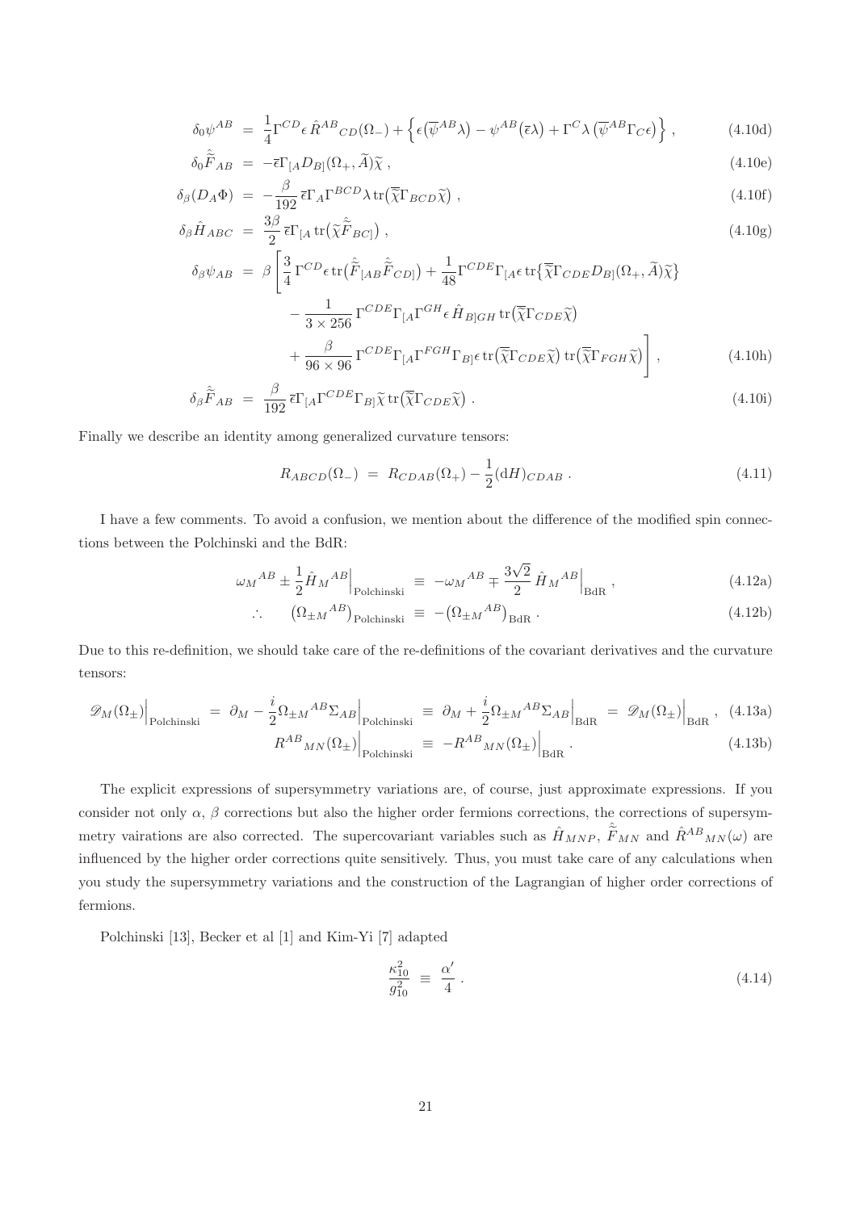$$
\delta_0 \psi^{AB} \;=\; \frac{1}{4} \Gamma^{CD} \epsilon \, \hat{R}^{AB}{}_{CD}(\Omega_-) + \Big\{ \epsilon \big( \overline{\psi}^{AB} \lambda \big) - \psi^{AB} \big( \overline{\epsilon} \lambda \big) + \Gamma^C \lambda \, \big( \overline{\psi}^{AB} \Gamma_C \epsilon \big) \Big\} \,, \tag{4.10d}
$$

$$
\delta_0 \hat{\widetilde{F}}_{AB} \;=\; - \overline{\epsilon} \Gamma_{[A} D_{B]}(\Omega_+, \widetilde{A}) \widetilde{\chi} \,, \tag{4.10e}
$$

$$
\delta_\beta (D_A \Phi) \;=\; - \frac{\beta}{192} \, \overline{\epsilon} \Gamma_A \Gamma^{BCD} \lambda \, \mathrm{tr} \big( \overline{\widetilde{\chi}} \Gamma_{BCD} \widetilde{\chi} \big) \,, \tag{4.10f}
$$

$$
\delta_\beta \hat{H}_{ABC} \;=\; \frac{3\beta}{2} \, \overline{\epsilon} \Gamma_{[A} \, \mathrm{tr} \big( \widetilde{\chi} \hat{\widetilde{F}}_{BC]} \big) \,, \tag{4.10g}
$$

$$
\begin{aligned}
\delta_\beta \psi_{AB} \;=\; \beta \Bigg[ & \frac{3}{4} \, \Gamma^{CD} \epsilon \, \mathrm{tr} \big( \hat{\widetilde{F}}_{[AB} \hat{\widetilde{F}}_{CD]} \big) + \frac{1}{48} \Gamma^{CDE} \Gamma_{[A} \epsilon \, \mathrm{tr} \big\{ \overline{\widetilde{\chi}} \Gamma_{CDE} D_{B]}(\Omega_+, \widetilde{A}) \widetilde{\chi} \big\} \\
& - \frac{1}{3 \times 256} \, \Gamma^{CDE} \Gamma_{[A} \Gamma^{GH} \epsilon \, \hat{H}_{B]GH} \, \mathrm{tr} \big( \overline{\widetilde{\chi}} \Gamma_{CDE} \widetilde{\chi} \big) \\
& + \frac{\beta}{96 \times 96} \, \Gamma^{CDE} \Gamma_{[A} \Gamma^{FGH} \Gamma_{B]} \epsilon \, \mathrm{tr} \big( \overline{\widetilde{\chi}} \Gamma_{CDE} \widetilde{\chi} \big) \, \mathrm{tr} \big( \overline{\widetilde{\chi}} \Gamma_{FGH} \widetilde{\chi} \big) \Bigg] \,,
\end{aligned} \tag{4.10h}
$$

$$
\delta_\beta \hat{\widetilde{F}}_{AB} \;=\; \frac{\beta}{192} \, \overline{\epsilon} \Gamma_{[A} \Gamma^{CDE} \Gamma_{B]} \widetilde{\chi} \, \mathrm{tr} \big( \overline{\widetilde{\chi}} \Gamma_{CDE} \widetilde{\chi} \big) \,. \tag{4.10i}
$$

Finally we describe an identity among generalized curvature tensors:

$$
R_{ABCD}(\Omega_-) \;=\; R_{CDAB}(\Omega_+) - \frac{1}{2} (\mathrm{d}H)_{CDAB} \,. \tag{4.11}
$$

I have a few comments. To avoid a confusion, we mention about the difference of the modified spin connections between the Polchinski and the BdR:

$$
\omega_M{}^{AB} \pm \frac{1}{2} \hat{H}_M{}^{AB} \Big|_{\text{Polchinski}} \;\equiv\; - \omega_M{}^{AB} \mp \frac{3\sqrt{2}}{2} \, \hat{H}_M{}^{AB} \Big|_{\text{BdR}} \,, \tag{4.12a}
$$

$$
\therefore \qquad \big( \Omega_{\pm M}{}^{AB} \big)_{\text{Polchinski}} \;\equiv\; - \big( \Omega_{\pm M}{}^{AB} \big)_{\text{BdR}} \,. \tag{4.12b}
$$

Due to this re-definition, we should take care of the re-definitions of the covariant derivatives and the curvature tensors:

$$
\mathscr{D}_M(\Omega_\pm) \Big|_{\text{Polchinski}} \;=\; \partial_M - \frac{i}{2} \Omega_{\pm M}{}^{AB} \Sigma_{AB} \Big|_{\text{Polchinski}} \;\equiv\; \partial_M + \frac{i}{2} \Omega_{\pm M}{}^{AB} \Sigma_{AB} \Big|_{\text{BdR}} \;=\; \mathscr{D}_M(\Omega_\pm) \Big|_{\text{BdR}} \,, \tag{4.13a}
$$

$$
R^{AB}{}_{MN}(\Omega_\pm) \Big|_{\text{Polchinski}} \;\equiv\; - R^{AB}{}_{MN}(\Omega_\pm) \Big|_{\text{BdR}} \,. \tag{4.13b}
$$

The explicit expressions of supersymmetry variations are, of course, just approximate expressions. If you consider not only $\alpha$, $\beta$ corrections but also the higher order fermions corrections, the corrections of supersymmetry vairations are also corrected. The supercovariant variables such as $\hat{H}_{MNP}$, $\hat{\widetilde{F}}_{MN}$ and $\hat{R}^{AB}{}_{MN}(\omega)$ are influenced by the higher order corrections quite sensitively. Thus, you must take care of any calculations when you study the supersymmetry variations and the construction of the Lagrangian of higher order corrections of fermions.

Polchinski [13], Becker et al [1] and Kim-Yi [7] adapted

$$
\frac{\kappa_{10}^2}{g_{10}^2} \;\equiv\; \frac{\alpha'}{4} \,. \tag{4.14}
$$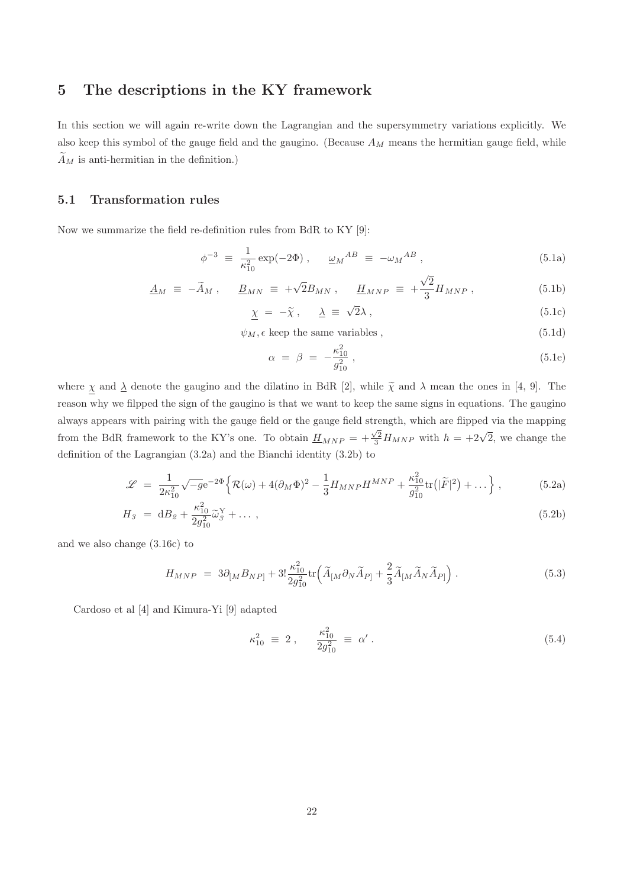## 5 The descriptions in the KY framework

In this section we will again re-write down the Lagrangian and the supersymmetry variations explicitly. We also keep this symbol of the gauge field and the gaugino. (Because $A_M$ means the hermitian gauge field, while $\widetilde{A}_M$ is anti-hermitian in the definition.)

### 5.1 Transformation rules

Now we summarize the field re-definition rules from BdR to KY [9]:

$$\phi^{-3} \equiv \frac{1}{\kappa_{10}^2} \exp(-2\Phi) , \qquad \underline{\omega}_M{}^{AB} \equiv -\omega_M{}^{AB} , \tag{5.1a}$$

$$\underline{A}_M \equiv -\widetilde{A}_M , \qquad \underline{B}_{MN} \equiv +\sqrt{2} B_{MN} , \qquad \underline{H}_{MNP} \equiv +\frac{\sqrt{2}}{3} H_{MNP} , \tag{5.1b}$$

$$\underline{\chi} = -\widetilde{\chi} , \qquad \underline{\lambda} \equiv \sqrt{2} \lambda , \tag{5.1c}$$

$$\psi_M, \epsilon \text{ keep the same variables} , \tag{5.1d}$$

$$\alpha = \beta = -\frac{\kappa_{10}^2}{g_{10}^2} , \tag{5.1e}$$

where $\underline{\chi}$ and $\underline{\lambda}$ denote the gaugino and the dilatino in BdR [2], while $\widetilde{\chi}$ and $\lambda$ mean the ones in [4, 9]. The reason why we filpped the sign of the gaugino is that we want to keep the same signs in equations. The gaugino always appears with pairing with the gauge field or the gauge field strength, which are flipped via the mapping from the BdR framework to the KY's one. To obtain $\underline{H}_{MNP} = +\frac{\sqrt{2}}{3} H_{MNP}$ with $h = +2\sqrt{2}$, we change the definition of the Lagrangian (3.2a) and the Bianchi identity (3.2b) to

$$\mathscr{L} = \frac{1}{2\kappa_{10}^2} \sqrt{-g} e^{-2\Phi} \Big\{ \mathcal{R}(\omega) + 4(\partial_M \Phi)^2 - \frac{1}{3} H_{MNP} H^{MNP} + \frac{\kappa_{10}^2}{g_{10}^2} \mathrm{tr}\big(|\widetilde{F}|^2\big) + \ldots \Big\} , \tag{5.2a}$$

$$H_3 = \mathrm{d}B_2 + \frac{\kappa_{10}^2}{2g_{10}^2} \widetilde{\omega}_3^{\mathrm{Y}} + \ldots , \tag{5.2b}$$

and we also change (3.16c) to

$$H_{MNP} = 3\partial_{[M} B_{NP]} + 3! \frac{\kappa_{10}^2}{2g_{10}^2} \mathrm{tr}\Big( \widetilde{A}_{[M} \partial_N \widetilde{A}_{P]} + \frac{2}{3} \widetilde{A}_{[M} \widetilde{A}_N \widetilde{A}_{P]} \Big) . \tag{5.3}$$

Cardoso et al [4] and Kimura-Yi [9] adapted

$$\kappa_{10}^2 \equiv 2 , \qquad \frac{\kappa_{10}^2}{2g_{10}^2} \equiv \alpha' . \tag{5.4}$$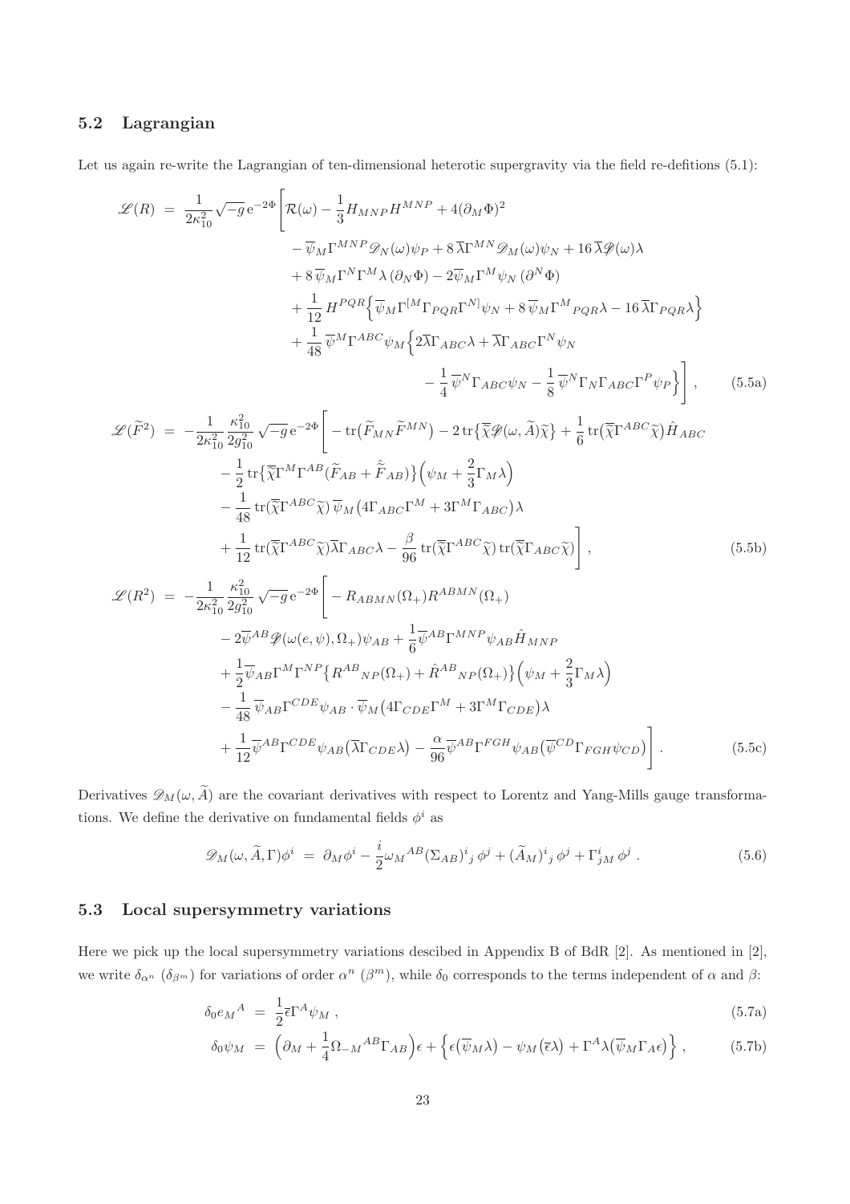### 5.2 Lagrangian

Let us again re-write the Lagrangian of ten-dimensional heterotic supergravity via the field re-defitions (5.1):

$$
\begin{aligned}
\mathscr{L}(R) \;=\; & \frac{1}{2\kappa_{10}^2}\sqrt{-g}\,\mathrm{e}^{-2\Phi}\bigg[\mathcal{R}(\omega) - \frac{1}{3}H_{MNP}H^{MNP} + 4(\partial_M\Phi)^2 \\
& - \overline{\psi}_M\Gamma^{MNP}\mathscr{D}_N(\omega)\psi_P + 8\,\overline{\lambda}\Gamma^{MN}\mathscr{D}_M(\omega)\psi_N + 16\,\overline{\lambda}\mathscr{D}\!\!\!/(\omega)\lambda \\
& + 8\,\overline{\psi}_M\Gamma^N\Gamma^M\lambda\,(\partial_N\Phi) - 2\overline{\psi}_M\Gamma^M\psi_N\,(\partial^N\Phi) \\
& + \frac{1}{12}\,H^{PQR}\Big\{\overline{\psi}_M\Gamma^{[M}\Gamma_{PQR}\Gamma^{N]}\psi_N + 8\,\overline{\psi}_M\Gamma^M{}_{PQR}\lambda - 16\,\overline{\lambda}\Gamma_{PQR}\lambda\Big\} \\
& + \frac{1}{48}\,\overline{\psi}^M\Gamma^{ABC}\psi_M\Big\{2\overline{\lambda}\Gamma_{ABC}\lambda + \overline{\lambda}\Gamma_{ABC}\Gamma^N\psi_N \\
& \qquad - \frac{1}{4}\,\overline{\psi}^N\Gamma_{ABC}\psi_N - \frac{1}{8}\,\overline{\psi}^N\Gamma_N\Gamma_{ABC}\Gamma^P\psi_P\Big\}\bigg]\,, \qquad (5.5a)
\end{aligned}
$$

$$
\begin{aligned}
\mathscr{L}(\widetilde{F}^2) \;=\; & -\frac{1}{2\kappa_{10}^2}\frac{\kappa_{10}^2}{2g_{10}^2}\sqrt{-g}\,\mathrm{e}^{-2\Phi}\bigg[-\mathrm{tr}\big(\widetilde{F}_{MN}\widetilde{F}^{MN}\big) - 2\,\mathrm{tr}\big\{\overline{\widetilde{\chi}}\mathscr{D}\!\!\!/(\omega,\widetilde{A})\widetilde{\chi}\big\} + \frac{1}{6}\,\mathrm{tr}\big(\overline{\widetilde{\chi}}\Gamma^{ABC}\widetilde{\chi}\big)\hat{H}_{ABC} \\
& - \frac{1}{2}\,\mathrm{tr}\big\{\overline{\widetilde{\chi}}\Gamma^M\Gamma^{AB}\big(\widetilde{F}_{AB} + \hat{\widetilde{F}}_{AB}\big)\big\}\Big(\psi_M + \frac{2}{3}\Gamma_M\lambda\Big) \\
& - \frac{1}{48}\,\mathrm{tr}\big(\overline{\widetilde{\chi}}\Gamma^{ABC}\widetilde{\chi}\big)\,\overline{\psi}_M\big(4\Gamma_{ABC}\Gamma^M + 3\Gamma^M\Gamma_{ABC}\big)\lambda \\
& + \frac{1}{12}\,\mathrm{tr}\big(\overline{\widetilde{\chi}}\Gamma^{ABC}\widetilde{\chi}\big)\overline{\lambda}\Gamma_{ABC}\lambda - \frac{\beta}{96}\,\mathrm{tr}\big(\overline{\widetilde{\chi}}\Gamma^{ABC}\widetilde{\chi}\big)\,\mathrm{tr}\big(\overline{\widetilde{\chi}}\Gamma_{ABC}\widetilde{\chi}\big)\bigg]\,, \qquad (5.5b)
\end{aligned}
$$

$$
\begin{aligned}
\mathscr{L}(R^2) \;=\; & -\frac{1}{2\kappa_{10}^2}\frac{\kappa_{10}^2}{2g_{10}^2}\sqrt{-g}\,\mathrm{e}^{-2\Phi}\bigg[-R_{ABMN}(\Omega_+)R^{ABMN}(\Omega_+) \\
& - 2\overline{\psi}^{AB}\mathscr{D}\!\!\!/(\omega(e,\psi),\Omega_+)\psi_{AB} + \frac{1}{6}\overline{\psi}^{AB}\Gamma^{MNP}\psi_{AB}\hat{H}_{MNP} \\
& + \frac{1}{2}\overline{\psi}_{AB}\Gamma^M\Gamma^{NP}\big\{R^{AB}{}_{NP}(\Omega_+) + \hat{R}^{AB}{}_{NP}(\Omega_+)\big\}\Big(\psi_M + \frac{2}{3}\Gamma_M\lambda\Big) \\
& - \frac{1}{48}\,\overline{\psi}_{AB}\Gamma^{CDE}\psi_{AB}\cdot\overline{\psi}_M\big(4\Gamma_{CDE}\Gamma^M + 3\Gamma^M\Gamma_{CDE}\big)\lambda \\
& + \frac{1}{12}\overline{\psi}^{AB}\Gamma^{CDE}\psi_{AB}\big(\overline{\lambda}\Gamma_{CDE}\lambda\big) - \frac{\alpha}{96}\overline{\psi}^{AB}\Gamma^{FGH}\psi_{AB}\big(\overline{\psi}^{CD}\Gamma_{FGH}\psi_{CD}\big)\bigg]\,. \qquad (5.5c)
\end{aligned}
$$

Derivatives $\mathscr{D}_M(\omega,\widetilde{A})$ are the covariant derivatives with respect to Lorentz and Yang-Mills gauge transformations. We define the derivative on fundamental fields $\phi^i$ as

$$
\mathscr{D}_M(\omega,\widetilde{A},\Gamma)\phi^i \;=\; \partial_M\phi^i - \frac{i}{2}\omega_M{}^{AB}(\Sigma_{AB})^i{}_j\,\phi^j + (\widetilde{A}_M)^i{}_j\,\phi^j + \Gamma^i_{jM}\,\phi^j\,. \qquad (5.6)
$$

### 5.3 Local supersymmetry variations

Here we pick up the local supersymmetry variations descibed in Appendix B of BdR [2]. As mentioned in [2], we write $\delta_{\alpha^n}$ ($\delta_{\beta^m}$) for variations of order $\alpha^n$ ($\beta^m$), while $\delta_0$ corresponds to the terms independent of $\alpha$ and $\beta$:

$$
\delta_0 e_M{}^A \;=\; \frac{1}{2}\overline{\epsilon}\Gamma^A\psi_M\,, \qquad (5.7a)
$$

$$
\delta_0\psi_M \;=\; \Big(\partial_M + \frac{1}{4}\Omega_{-M}{}^{AB}\Gamma_{AB}\Big)\epsilon + \Big\{\epsilon\big(\overline{\psi}_M\lambda\big) - \psi_M\big(\overline{\epsilon}\lambda\big) + \Gamma^A\lambda\big(\overline{\psi}_M\Gamma_A\epsilon\big)\Big\}\,, \qquad (5.7b)
$$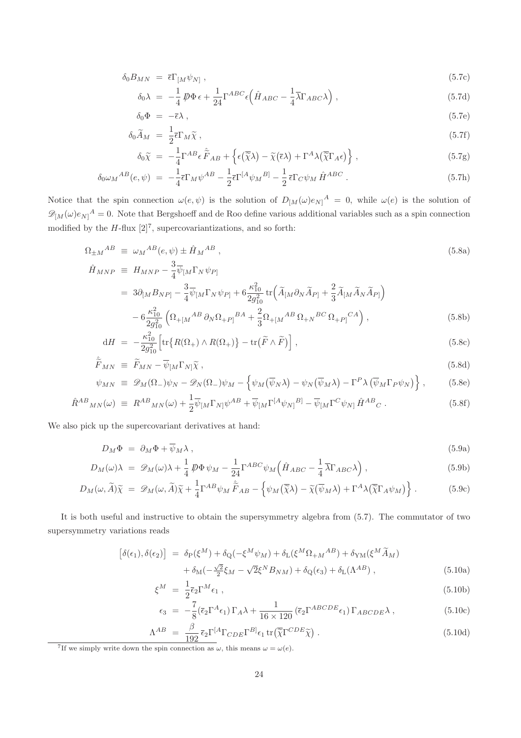$$\delta_0 B_{MN} = \overline{\epsilon}\Gamma_{[M}\psi_{N]} \,, \tag{5.7c}$$

$$\delta_0 \lambda = -\frac{1}{4}\,\not{D}\Phi\,\epsilon + \frac{1}{24}\Gamma^{ABC}\epsilon\Big(\hat{H}_{ABC} - \frac{1}{4}\overline{\lambda}\Gamma_{ABC}\lambda\Big) \,, \tag{5.7d}$$

$$\delta_0 \Phi = -\overline{\epsilon}\lambda \,, \tag{5.7e}$$

$$\delta_0 \widetilde{A}_M = \frac{1}{2}\overline{\epsilon}\Gamma_M\widetilde{\chi} \,, \tag{5.7f}$$

$$\delta_0 \widetilde{\chi} = -\frac{1}{4}\Gamma^{AB}\epsilon\,\hat{\widetilde{F}}_{AB} + \Big\{\epsilon\big(\overline{\widetilde{\chi}}\lambda\big) - \widetilde{\chi}\big(\overline{\epsilon}\lambda\big) + \Gamma^A\lambda\big(\overline{\widetilde{\chi}}\Gamma_A\epsilon\big)\Big\} \,, \tag{5.7g}$$

$$\delta_0 \omega_M{}^{AB}(e,\psi) = -\frac{1}{4}\overline{\epsilon}\Gamma_M\psi^{AB} - \frac{1}{2}\overline{\epsilon}\Gamma^{[A}\psi_M{}^{B]} - \frac{1}{2}\,\overline{\epsilon}\Gamma_C\psi_M\,\hat{H}^{ABC} \,. \tag{5.7h}$$

Notice that the spin connection $\omega(e,\psi)$ is the solution of $D_{[M}(\omega)e_{N]}{}^A = 0$, while $\omega(e)$ is the solution of $\mathscr{D}_{[M}(\omega)e_{N]}{}^A = 0$. Note that Bergshoeff and de Roo define various additional variables such as a spin connection modified by the $H$-flux [2][7], supercovariantizations, and so forth:

$$\Omega_{\pm M}{}^{AB} \equiv \omega_M{}^{AB}(e,\psi) \pm \hat{H}_M{}^{AB} \,, \tag{5.8a}$$

$$\begin{aligned}
\hat{H}_{MNP} &\equiv H_{MNP} - \frac{3}{4}\overline{\psi}_{[M}\Gamma_N\psi_{P]} \\
&= 3\partial_{[M}B_{NP]} - \frac{3}{4}\overline{\psi}_{[M}\Gamma_N\psi_{P]} + 6\frac{\kappa_{10}^2}{2g_{10}^2}\,\mathrm{tr}\Big(\widetilde{A}_{[M}\partial_N\widetilde{A}_{P]} + \frac{2}{3}\widetilde{A}_{[M}\widetilde{A}_N\widetilde{A}_{P]}\Big) \\
&\quad - 6\frac{\kappa_{10}^2}{2g_{10}^2}\Big(\Omega_{+[M}{}^{AB}\,\partial_N\Omega_{+P]}{}^{BA} + \frac{2}{3}\Omega_{+[M}{}^{AB}\,\Omega_{+N}{}^{BC}\,\Omega_{+P]}{}^{CA}\Big) \,,
\end{aligned} \tag{5.8b}$$

$$\mathrm{d}H = -\frac{\kappa_{10}^2}{2g_{10}^2}\Big[\mathrm{tr}\big\{R(\Omega_+)\wedge R(\Omega_+)\big\} - \mathrm{tr}\big(\widetilde{F}\wedge\widetilde{F}\big)\Big] \,, \tag{5.8c}$$

$$\hat{\widetilde{F}}_{MN} \equiv \widetilde{F}_{MN} - \overline{\psi}_{[M}\Gamma_{N]}\widetilde{\chi} \,, \tag{5.8d}$$

$$\psi_{MN} \equiv \mathscr{D}_M(\Omega_-)\psi_N - \mathscr{D}_N(\Omega_-)\psi_M - \Big\{\psi_M\big(\overline{\psi}_N\lambda\big) - \psi_N\big(\overline{\psi}_M\lambda\big) - \Gamma^P\lambda\,\big(\overline{\psi}_M\Gamma_P\psi_N\big)\Big\} \,, \tag{5.8e}$$

$$\hat{R}^{AB}{}_{MN}(\omega) \equiv R^{AB}{}_{MN}(\omega) + \frac{1}{2}\overline{\psi}_{[M}\Gamma_{N]}\psi^{AB} + \overline{\psi}_{[M}\Gamma^{[A}\psi_{N]}{}^{B]} - \overline{\psi}_{[M}\Gamma^C\psi_{N]}\,\hat{H}^{AB}{}_C \,. \tag{5.8f}$$

We also pick up the supercovariant derivatives at hand:

$$D_M\Phi = \partial_M\Phi + \overline{\psi}_M\lambda \,, \tag{5.9a}$$

$$D_M(\omega)\lambda = \mathscr{D}_M(\omega)\lambda + \frac{1}{4}\,\not{D}\Phi\,\psi_M - \frac{1}{24}\Gamma^{ABC}\psi_M\Big(\hat{H}_{ABC} - \frac{1}{4}\,\overline{\lambda}\Gamma_{ABC}\lambda\Big) \,, \tag{5.9b}$$

$$D_M(\omega,\widetilde{A})\widetilde{\chi} = \mathscr{D}_M(\omega,\widetilde{A})\widetilde{\chi} + \frac{1}{4}\Gamma^{AB}\psi_M\,\hat{\widetilde{F}}_{AB} - \Big\{\psi_M\big(\overline{\widetilde{\chi}}\lambda\big) - \widetilde{\chi}\big(\overline{\psi}_M\lambda\big) + \Gamma^A\lambda\big(\overline{\widetilde{\chi}}\Gamma_A\psi_M\big)\Big\} \,. \tag{5.9c}$$

It is both useful and instructive to obtain the supersymmetry algebra from (5.7). The commutator of two supersymmetry variations reads

$$\begin{aligned}
\big[\delta(\epsilon_1),\delta(\epsilon_2)\big] &= \delta_{\mathrm{P}}(\xi^M) + \delta_{\mathrm{Q}}(-\xi^M\psi_M) + \delta_{\mathrm{L}}(\xi^M\Omega_{+M}{}^{AB}) + \delta_{\mathrm{YM}}(\xi^M\widetilde{A}_M) \\
&\quad + \delta_{\mathrm{M}}(-\tfrac{\sqrt{2}}{2}\xi_M - \sqrt{2}\xi^N B_{NM}) + \delta_{\mathrm{Q}}(\epsilon_3) + \delta_{\mathrm{L}}(\Lambda^{AB}) \,,
\end{aligned} \tag{5.10a}$$

$$\xi^M = \frac{1}{2}\overline{\epsilon}_2\Gamma^M\epsilon_1 \,, \tag{5.10b}$$

$$\epsilon_3 = -\frac{7}{8}(\overline{\epsilon}_2\Gamma^A\epsilon_1)\,\Gamma_A\lambda + \frac{1}{16\times 120}\,(\overline{\epsilon}_2\Gamma^{ABCDE}\epsilon_1)\,\Gamma_{ABCDE}\lambda \,, \tag{5.10c}$$

$$\Lambda^{AB} = \frac{\beta}{192}\,\overline{\epsilon}_2\Gamma^{[A}\Gamma_{CDE}\Gamma^{B]}\epsilon_1\,\mathrm{tr}\big(\overline{\widetilde{\chi}}\Gamma^{CDE}\widetilde{\chi}\big) \,. \tag{5.10d}$$

---

[7] If we simply write down the spin connection as $\omega$, this means $\omega = \omega(e)$.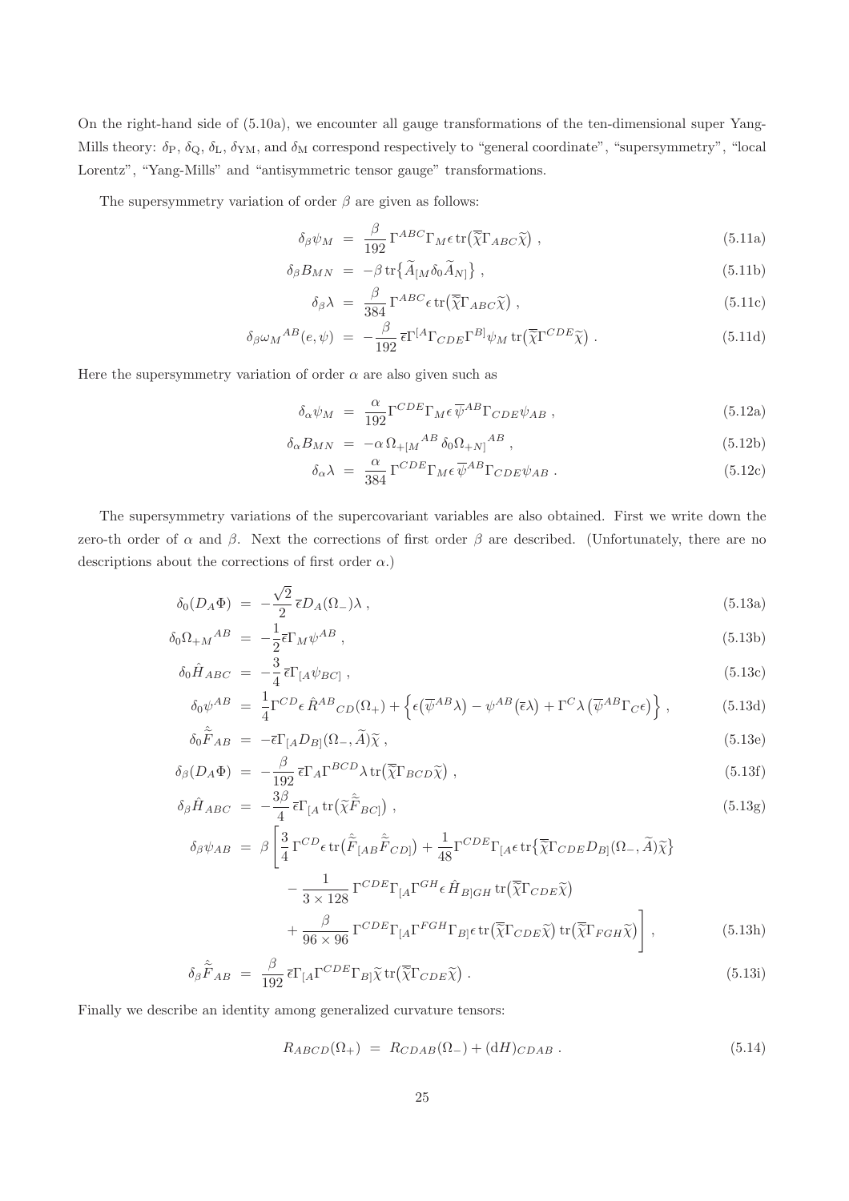On the right-hand side of (5.10a), we encounter all gauge transformations of the ten-dimensional super Yang-Mills theory: $\delta_{\rm P}$, $\delta_{\rm Q}$, $\delta_{\rm L}$, $\delta_{\rm YM}$, and $\delta_{\rm M}$ correspond respectively to "general coordinate", "supersymmetry", "local Lorentz", "Yang-Mills" and "antisymmetric tensor gauge" transformations.

The supersymmetry variation of order $\beta$ are given as follows:

$$
\delta_{\beta} \psi_M = \frac{\beta}{192} \Gamma^{ABC} \Gamma_M \epsilon \, {\rm tr} \big( \overline{\widetilde{\chi}} \Gamma_{ABC} \widetilde{\chi} \big) \, , \tag{5.11a}
$$

$$
\delta_{\beta} B_{MN} = - \beta \, {\rm tr} \big\{ \widetilde{A}_{[M} \delta_0 \widetilde{A}_{N]} \big\} \, , \tag{5.11b}
$$

$$
\delta_{\beta} \lambda = \frac{\beta}{384} \Gamma^{ABC} \epsilon \, {\rm tr} \big( \overline{\widetilde{\chi}} \Gamma_{ABC} \widetilde{\chi} \big) \, , \tag{5.11c}
$$

$$
\delta_{\beta} \omega_M{}^{AB}(e,\psi) = - \frac{\beta}{192} \overline{\epsilon} \Gamma^{[A} \Gamma_{CDE} \Gamma^{B]} \psi_M \, {\rm tr} \big( \overline{\widetilde{\chi}} \Gamma^{CDE} \widetilde{\chi} \big) \, . \tag{5.11d}
$$

Here the supersymmetry variation of order $\alpha$ are also given such as

$$
\delta_{\alpha} \psi_M = \frac{\alpha}{192} \Gamma^{CDE} \Gamma_M \epsilon \, \overline{\psi}^{AB} \Gamma_{CDE} \psi_{AB} \, , \tag{5.12a}
$$

$$
\delta_{\alpha} B_{MN} = - \alpha \, \Omega_{+[M}{}^{AB} \, \delta_0 \Omega_{+N]}{}^{AB} \, , \tag{5.12b}
$$

$$
\delta_{\alpha} \lambda = \frac{\alpha}{384} \Gamma^{CDE} \Gamma_M \epsilon \, \overline{\psi}^{AB} \Gamma_{CDE} \psi_{AB} \, . \tag{5.12c}
$$

The supersymmetry variations of the supercovariant variables are also obtained. First we write down the zero-th order of $\alpha$ and $\beta$. Next the corrections of first order $\beta$ are described. (Unfortunately, there are no descriptions about the corrections of first order $\alpha$.)

$$
\delta_0 (D_A \Phi) = - \frac{\sqrt{2}}{2} \overline{\epsilon} D_A (\Omega_-) \lambda \, , \tag{5.13a}
$$

$$
\delta_0 \Omega_{+M}{}^{AB} = - \frac{1}{2} \overline{\epsilon} \Gamma_M \psi^{AB} \, , \tag{5.13b}
$$

$$
\delta_0 \hat{H}_{ABC} = - \frac{3}{4} \overline{\epsilon} \Gamma_{[A} \psi_{BC]} \, , \tag{5.13c}
$$

$$
\delta_0 \psi^{AB} = \frac{1}{4} \Gamma^{CD} \epsilon \, \hat{R}^{AB}{}_{CD} (\Omega_+) + \Big\{ \epsilon \big( \overline{\psi}^{AB} \lambda \big) - \psi^{AB} \big( \overline{\epsilon} \lambda \big) + \Gamma^C \lambda \big( \overline{\psi}^{AB} \Gamma_C \epsilon \big) \Big\} \, , \tag{5.13d}
$$

$$
\delta_0 \hat{\widetilde{F}}_{AB} = - \overline{\epsilon} \Gamma_{[A} D_{B]} (\Omega_-, \widetilde{A}) \widetilde{\chi} \, , \tag{5.13e}
$$

$$
\delta_{\beta} (D_A \Phi) = - \frac{\beta}{192} \overline{\epsilon} \Gamma_A \Gamma^{BCD} \lambda \, {\rm tr} \big( \overline{\widetilde{\chi}} \Gamma_{BCD} \widetilde{\chi} \big) \, , \tag{5.13f}
$$

$$
\delta_{\beta} \hat{H}_{ABC} = - \frac{3\beta}{4} \overline{\epsilon} \Gamma_{[A} \, {\rm tr} \big( \widetilde{\chi} \hat{\widetilde{F}}_{BC]} \big) \, , \tag{5.13g}
$$

$$
\begin{aligned}
\delta_{\beta} \psi_{AB} = \beta \bigg[ & \frac{3}{4} \Gamma^{CD} \epsilon \, {\rm tr} \big( \hat{\widetilde{F}}_{[AB} \hat{\widetilde{F}}_{CD]} \big) + \frac{1}{48} \Gamma^{CDE} \Gamma_{[A} \epsilon \, {\rm tr} \big\{ \overline{\widetilde{\chi}} \Gamma_{CDE} D_{B]} (\Omega_-, \widetilde{A}) \widetilde{\chi} \big\} \\
& - \frac{1}{3 \times 128} \Gamma^{CDE} \Gamma_{[A} \Gamma^{GH} \epsilon \, \hat{H}_{B]GH} \, {\rm tr} \big( \overline{\widetilde{\chi}} \Gamma_{CDE} \widetilde{\chi} \big) \\
& + \frac{\beta}{96 \times 96} \Gamma^{CDE} \Gamma_{[A} \Gamma^{FGH} \Gamma_{B]} \epsilon \, {\rm tr} \big( \overline{\widetilde{\chi}} \Gamma_{CDE} \widetilde{\chi} \big) \, {\rm tr} \big( \overline{\widetilde{\chi}} \Gamma_{FGH} \widetilde{\chi} \big) \bigg] \, ,
\end{aligned} \tag{5.13h}
$$

$$
\delta_{\beta} \hat{\widetilde{F}}_{AB} = \frac{\beta}{192} \overline{\epsilon} \Gamma_{[A} \Gamma^{CDE} \Gamma_{B]} \widetilde{\chi} \, {\rm tr} \big( \overline{\widetilde{\chi}} \Gamma_{CDE} \widetilde{\chi} \big) \, . \tag{5.13i}
$$

Finally we describe an identity among generalized curvature tensors:

$$
R_{ABCD}(\Omega_+) = R_{CDAB}(\Omega_-) + ({\rm d}H)_{CDAB} \, . \tag{5.14}
$$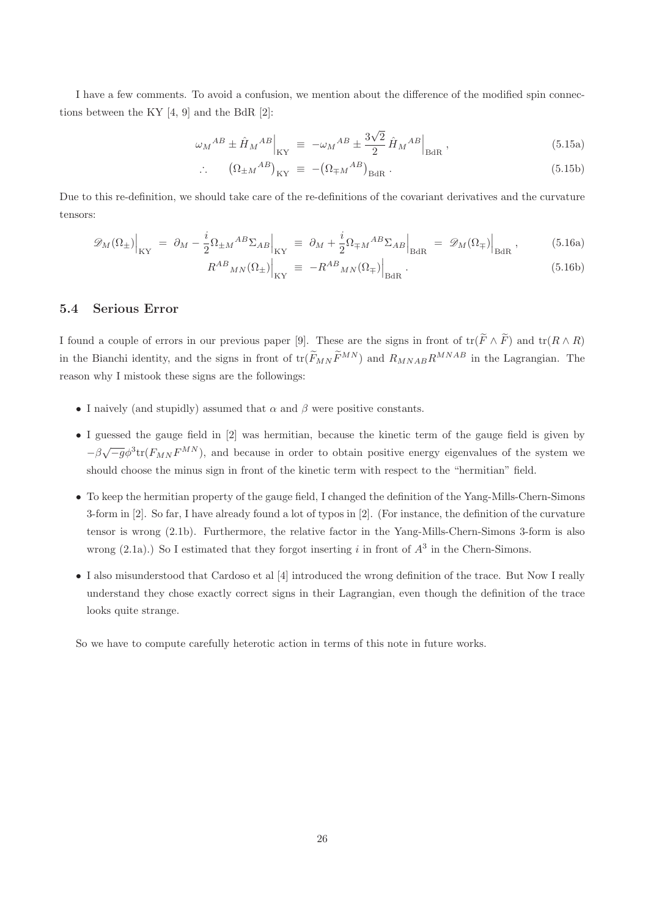I have a few comments. To avoid a confusion, we mention about the difference of the modified spin connections between the KY [4, 9] and the BdR [2]:

$$\omega_M{}^{AB} \pm \hat{H}_M{}^{AB}\Big|_{\rm KY} \ \equiv \ -\omega_M{}^{AB} \pm \frac{3\sqrt{2}}{2}\,\hat{H}_M{}^{AB}\Big|_{\rm BdR}\,, \tag{5.15a}$$

$$\therefore \qquad \big(\Omega_{\pm M}{}^{AB}\big)_{\rm KY} \ \equiv \ -\big(\Omega_{\mp M}{}^{AB}\big)_{\rm BdR}\,. \tag{5.15b}$$

Due to this re-definition, we should take care of the re-definitions of the covariant derivatives and the curvature tensors:

$$\mathscr{D}_M(\Omega_\pm)\Big|_{\rm KY} \ = \ \partial_M - \frac{i}{2}\Omega_{\pm M}{}^{AB}\Sigma_{AB}\Big|_{\rm KY} \ \equiv \ \partial_M + \frac{i}{2}\Omega_{\mp M}{}^{AB}\Sigma_{AB}\Big|_{\rm BdR} \ = \ \mathscr{D}_M(\Omega_\mp)\Big|_{\rm BdR}\,, \tag{5.16a}$$

$$R^{AB}{}_{MN}(\Omega_\pm)\Big|_{\rm KY} \ \equiv \ -R^{AB}{}_{MN}(\Omega_\mp)\Big|_{\rm BdR}\,. \tag{5.16b}$$

### 5.4 Serious Error

I found a couple of errors in our previous paper [9]. These are the signs in front of $\mathrm{tr}(\widetilde{F}\wedge\widetilde{F})$ and $\mathrm{tr}(R\wedge R)$ in the Bianchi identity, and the signs in front of $\mathrm{tr}(\widetilde{F}_{MN}\widetilde{F}^{MN})$ and $R_{MNAB}R^{MNAB}$ in the Lagrangian. The reason why I mistook these signs are the followings:

- I naively (and stupidly) assumed that $\alpha$ and $\beta$ were positive constants.
- I guessed the gauge field in [2] was hermitian, because the kinetic term of the gauge field is given by $-\beta\sqrt{-g}\phi^3\mathrm{tr}(F_{MN}F^{MN})$, and because in order to obtain positive energy eigenvalues of the system we should choose the minus sign in front of the kinetic term with respect to the "hermitian" field.
- To keep the hermitian property of the gauge field, I changed the definition of the Yang-Mills-Chern-Simons 3-form in [2]. So far, I have already found a lot of typos in [2]. (For instance, the definition of the curvature tensor is wrong (2.1b). Furthermore, the relative factor in the Yang-Mills-Chern-Simons 3-form is also wrong (2.1a).) So I estimated that they forgot inserting $i$ in front of $A^3$ in the Chern-Simons.
- I also misunderstood that Cardoso et al [4] introduced the wrong definition of the trace. But Now I really understand they chose exactly correct signs in their Lagrangian, even though the definition of the trace looks quite strange.

So we have to compute carefully heterotic action in terms of this note in future works.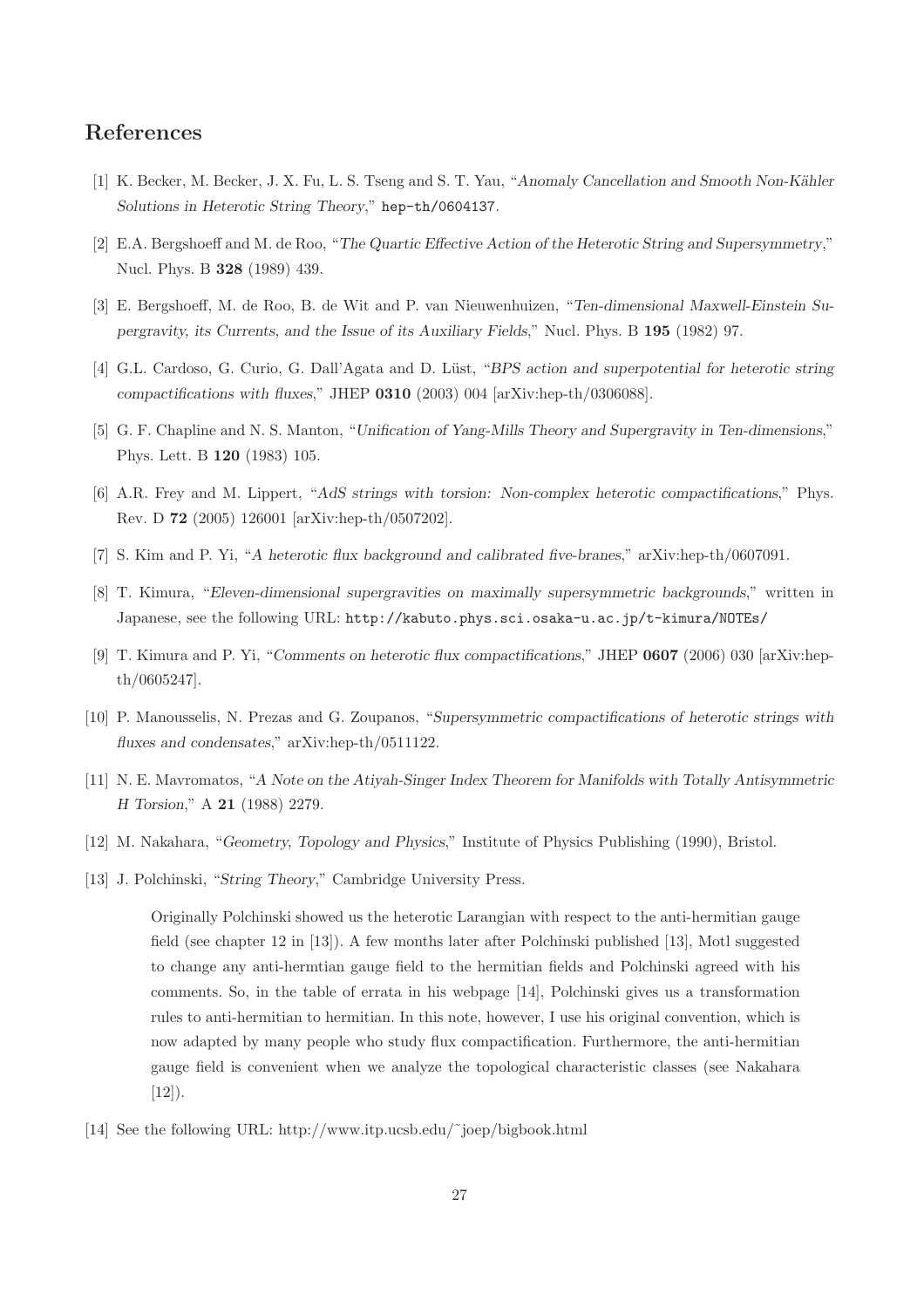## References

[1] K. Becker, M. Becker, J. X. Fu, L. S. Tseng and S. T. Yau, "*Anomaly Cancellation and Smooth Non-Kähler Solutions in Heterotic String Theory*," `hep-th/0604137`.

[2] E.A. Bergshoeff and M. de Roo, "*The Quartic Effective Action of the Heterotic String and Supersymmetry*," Nucl. Phys. B **328** (1989) 439.

[3] E. Bergshoeff, M. de Roo, B. de Wit and P. van Nieuwenhuizen, "*Ten-dimensional Maxwell-Einstein Supergravity, its Currents, and the Issue of its Auxiliary Fields*," Nucl. Phys. B **195** (1982) 97.

[4] G.L. Cardoso, G. Curio, G. Dall'Agata and D. Lüst, "*BPS action and superpotential for heterotic string compactifications with fluxes*," JHEP **0310** (2003) 004 [arXiv:hep-th/0306088].

[5] G. F. Chapline and N. S. Manton, "*Unification of Yang-Mills Theory and Supergravity in Ten-dimensions*," Phys. Lett. B **120** (1983) 105.

[6] A.R. Frey and M. Lippert, "*AdS strings with torsion: Non-complex heterotic compactifications*," Phys. Rev. D **72** (2005) 126001 [arXiv:hep-th/0507202].

[7] S. Kim and P. Yi, "*A heterotic flux background and calibrated five-branes*," arXiv:hep-th/0607091.

[8] T. Kimura, "*Eleven-dimensional supergravities on maximally supersymmetric backgrounds*," written in Japanese, see the following URL: `http://kabuto.phys.sci.osaka-u.ac.jp/t-kimura/NOTEs/`

[9] T. Kimura and P. Yi, "*Comments on heterotic flux compactifications*," JHEP **0607** (2006) 030 [arXiv:hep-th/0605247].

[10] P. Manousselis, N. Prezas and G. Zoupanos, "*Supersymmetric compactifications of heterotic strings with fluxes and condensates*," arXiv:hep-th/0511122.

[11] N. E. Mavromatos, "*A Note on the Atiyah-Singer Index Theorem for Manifolds with Totally Antisymmetric H Torsion*," A **21** (1988) 2279.

[12] M. Nakahara, "*Geometry, Topology and Physics*," Institute of Physics Publishing (1990), Bristol.

[13] J. Polchinski, "*String Theory*," Cambridge University Press.

Originally Polchinski showed us the heterotic Larangian with respect to the anti-hermitian gauge field (see chapter 12 in [13]). A few months later after Polchinski published [13], Motl suggested to change any anti-hermtian gauge field to the hermitian fields and Polchinski agreed with his comments. So, in the table of errata in his webpage [14], Polchinski gives us a transformation rules to anti-hermitian to hermitian. In this note, however, I use his original convention, which is now adapted by many people who study flux compactification. Furthermore, the anti-hermitian gauge field is convenient when we analyze the topological characteristic classes (see Nakahara [12]).

[14] See the following URL: http://www.itp.ucsb.edu/~joep/bigbook.html